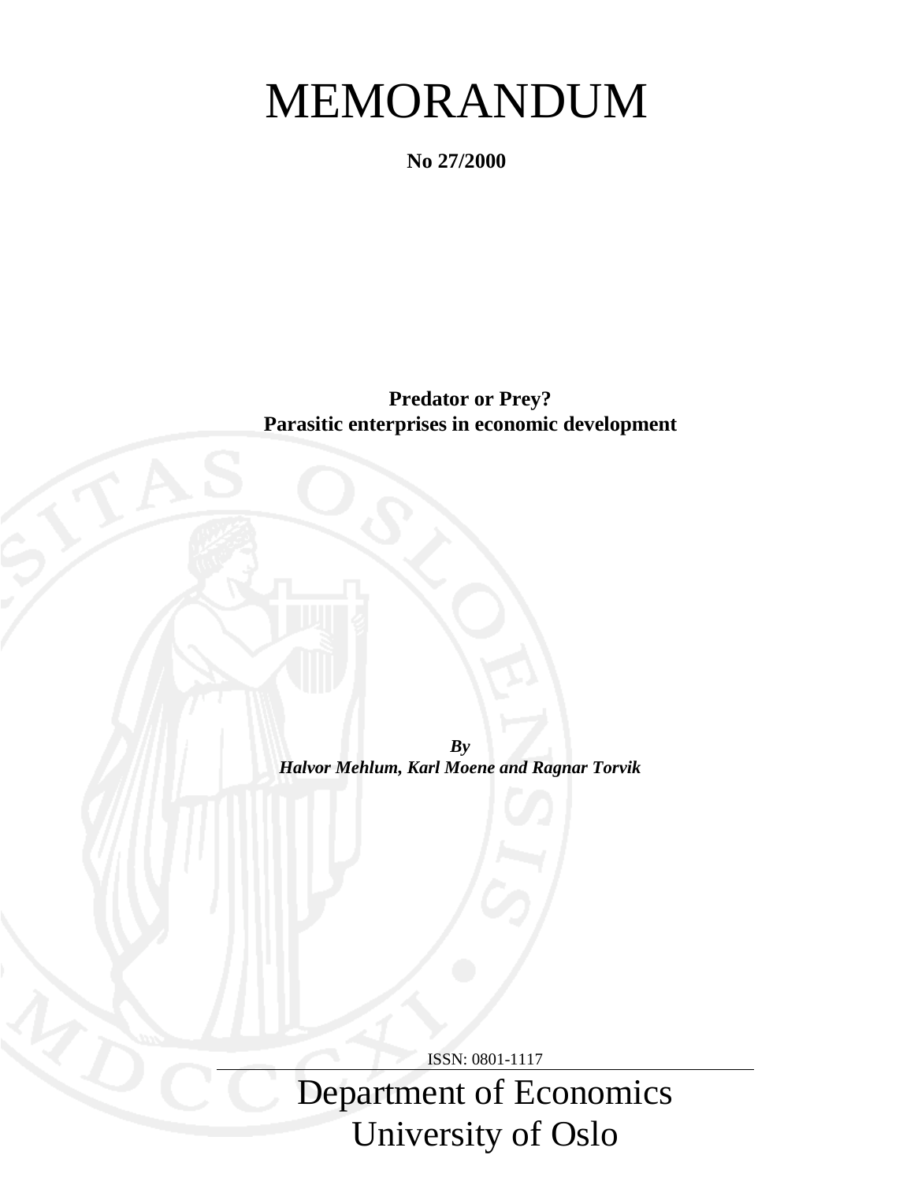# MEMORANDUM

**No 27/2000**

**Predator or Prey?**
**Parasitic enterprises in economic development**

***By***
***Halvor Mehlum, Karl Moene and Ragnar Torvik***

ISSN: 0801-1117

Department of Economics
University of Oslo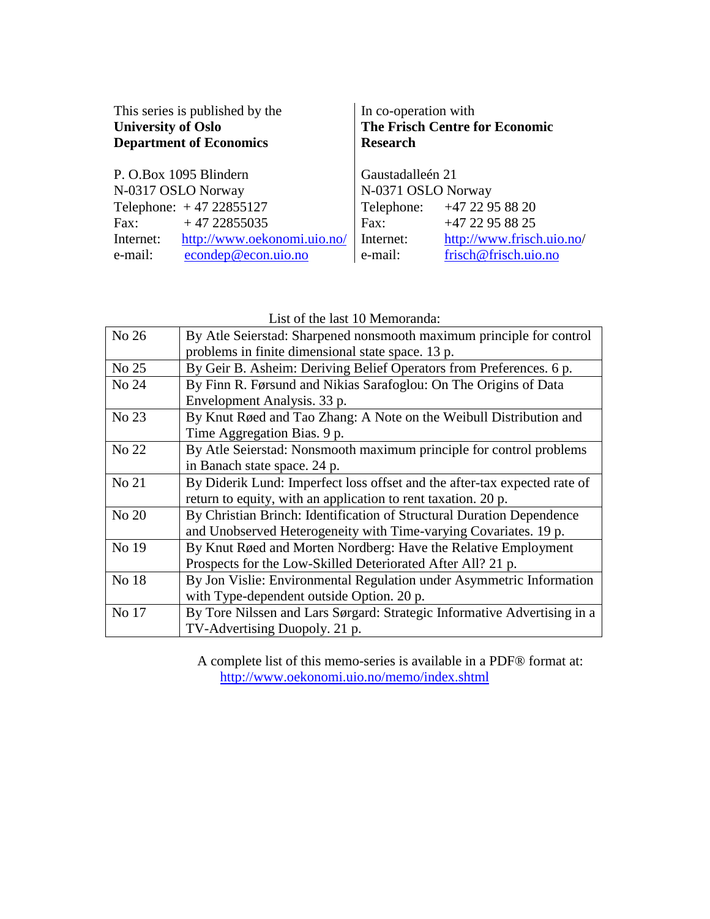This series is published by the
**University of Oslo**
**Department of Economics**

P. O.Box 1095 Blindern
N-0317 OSLO Norway
Telephone: + 47 22855127
Fax: + 47 22855035
Internet: http://www.oekonomi.uio.no/
e-mail: econdep@econ.uio.no

In co-operation with
**The Frisch Centre for Economic Research**

Gaustadalleén 21
N-0371 OSLO Norway
Telephone: +47 22 95 88 20
Fax: +47 22 95 88 25
Internet: http://www.frisch.uio.no/
e-mail: frisch@frisch.uio.no

List of the last 10 Memoranda:

| | |
|---|---|
| No 26 | By Atle Seierstad: Sharpened nonsmooth maximum principle for control problems in finite dimensional state space. 13 p. |
| No 25 | By Geir B. Asheim: Deriving Belief Operators from Preferences. 6 p. |
| No 24 | By Finn R. Førsund and Nikias Sarafoglou: On The Origins of Data Envelopment Analysis. 33 p. |
| No 23 | By Knut Røed and Tao Zhang: A Note on the Weibull Distribution and Time Aggregation Bias. 9 p. |
| No 22 | By Atle Seierstad: Nonsmooth maximum principle for control problems in Banach state space. 24 p. |
| No 21 | By Diderik Lund: Imperfect loss offset and the after-tax expected rate of return to equity, with an application to rent taxation. 20 p. |
| No 20 | By Christian Brinch: Identification of Structural Duration Dependence and Unobserved Heterogeneity with Time-varying Covariates. 19 p. |
| No 19 | By Knut Røed and Morten Nordberg: Have the Relative Employment Prospects for the Low-Skilled Deteriorated After All? 21 p. |
| No 18 | By Jon Vislie: Environmental Regulation under Asymmetric Information with Type-dependent outside Option. 20 p. |
| No 17 | By Tore Nilssen and Lars Sørgard: Strategic Informative Advertising in a TV-Advertising Duopoly. 21 p. |

A complete list of this memo-series is available in a PDF® format at:
http://www.oekonomi.uio.no/memo/index.shtml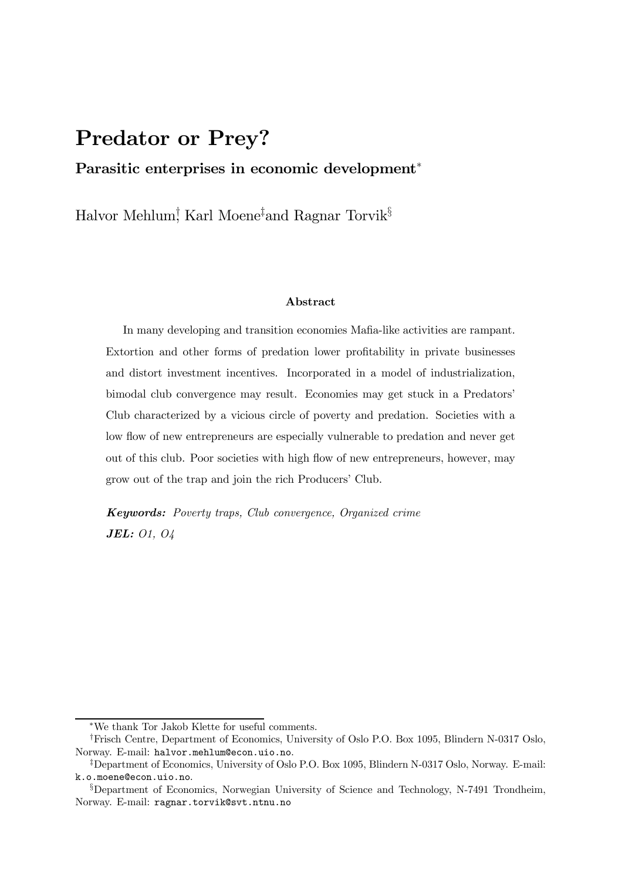# Predator or Prey?

## Parasitic enterprises in economic development*

Halvor Mehlum[†], Karl Moene[‡] and Ragnar Torvik[§]

### Abstract

In many developing and transition economies Mafia-like activities are rampant. Extortion and other forms of predation lower profitability in private businesses and distort investment incentives. Incorporated in a model of industrialization, bimodal club convergence may result. Economies may get stuck in a Predators' Club characterized by a vicious circle of poverty and predation. Societies with a low flow of new entrepreneurs are especially vulnerable to predation and never get out of this club. Poor societies with high flow of new entrepreneurs, however, may grow out of the trap and join the rich Producers' Club.

***Keywords:*** *Poverty traps, Club convergence, Organized crime*

***JEL:*** *O1, O4*

---

*We thank Tor Jakob Klette for useful comments.

[†]Frisch Centre, Department of Economics, University of Oslo P.O. Box 1095, Blindern N-0317 Oslo, Norway. E-mail: halvor.mehlum@econ.uio.no.

[‡]Department of Economics, University of Oslo P.O. Box 1095, Blindern N-0317 Oslo, Norway. E-mail: k.o.moene@econ.uio.no.

[§]Department of Economics, Norwegian University of Science and Technology, N-7491 Trondheim, Norway. E-mail: ragnar.torvik@svt.ntnu.no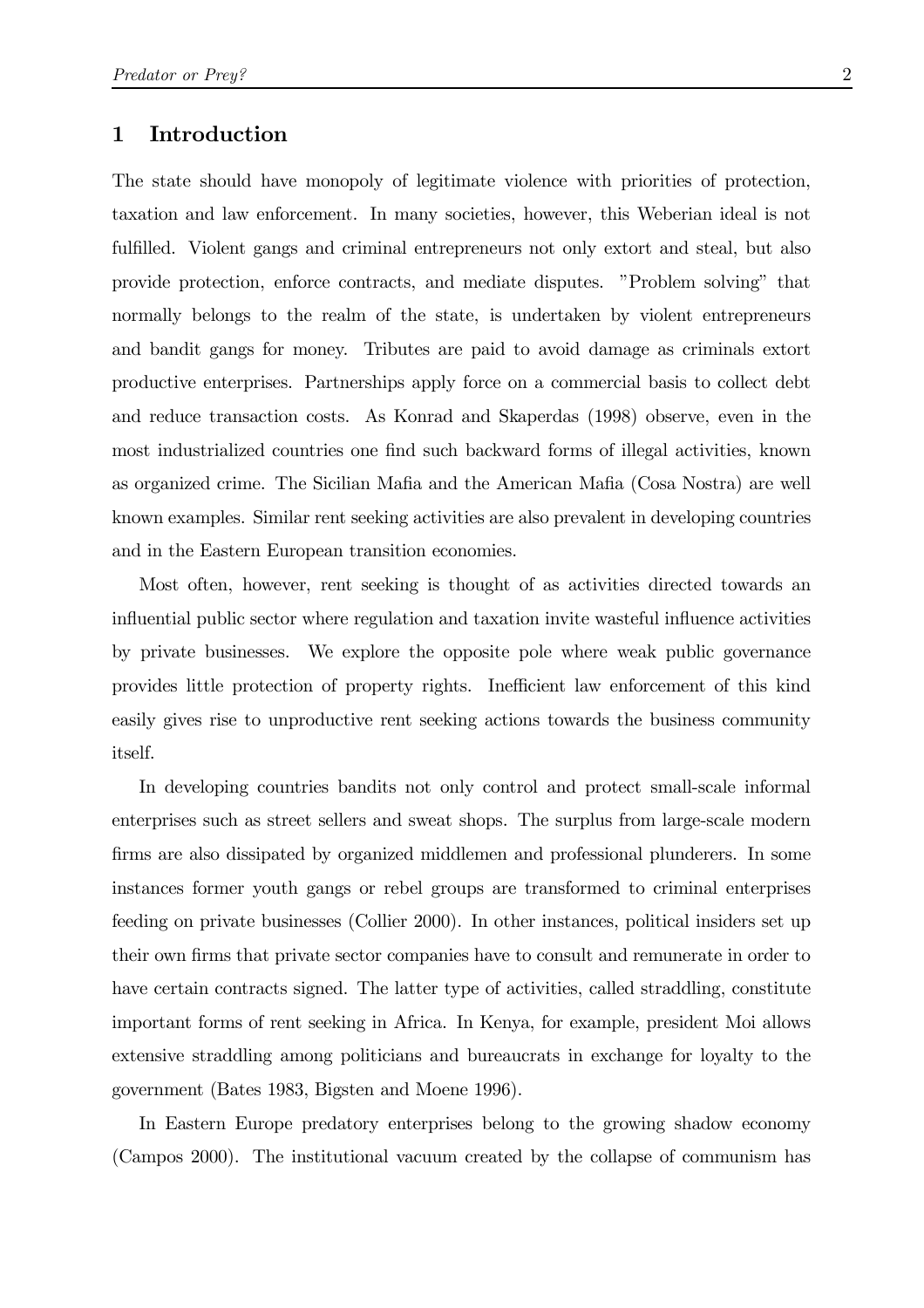# 1 Introduction

The state should have monopoly of legitimate violence with priorities of protection, taxation and law enforcement. In many societies, however, this Weberian ideal is not fulfilled. Violent gangs and criminal entrepreneurs not only extort and steal, but also provide protection, enforce contracts, and mediate disputes. "Problem solving" that normally belongs to the realm of the state, is undertaken by violent entrepreneurs and bandit gangs for money. Tributes are paid to avoid damage as criminals extort productive enterprises. Partnerships apply force on a commercial basis to collect debt and reduce transaction costs. As Konrad and Skaperdas (1998) observe, even in the most industrialized countries one find such backward forms of illegal activities, known as organized crime. The Sicilian Mafia and the American Mafia (Cosa Nostra) are well known examples. Similar rent seeking activities are also prevalent in developing countries and in the Eastern European transition economies.

Most often, however, rent seeking is thought of as activities directed towards an influential public sector where regulation and taxation invite wasteful influence activities by private businesses. We explore the opposite pole where weak public governance provides little protection of property rights. Inefficient law enforcement of this kind easily gives rise to unproductive rent seeking actions towards the business community itself.

In developing countries bandits not only control and protect small-scale informal enterprises such as street sellers and sweat shops. The surplus from large-scale modern firms are also dissipated by organized middlemen and professional plunderers. In some instances former youth gangs or rebel groups are transformed to criminal enterprises feeding on private businesses (Collier 2000). In other instances, political insiders set up their own firms that private sector companies have to consult and remunerate in order to have certain contracts signed. The latter type of activities, called straddling, constitute important forms of rent seeking in Africa. In Kenya, for example, president Moi allows extensive straddling among politicians and bureaucrats in exchange for loyalty to the government (Bates 1983, Bigsten and Moene 1996).

In Eastern Europe predatory enterprises belong to the growing shadow economy (Campos 2000). The institutional vacuum created by the collapse of communism has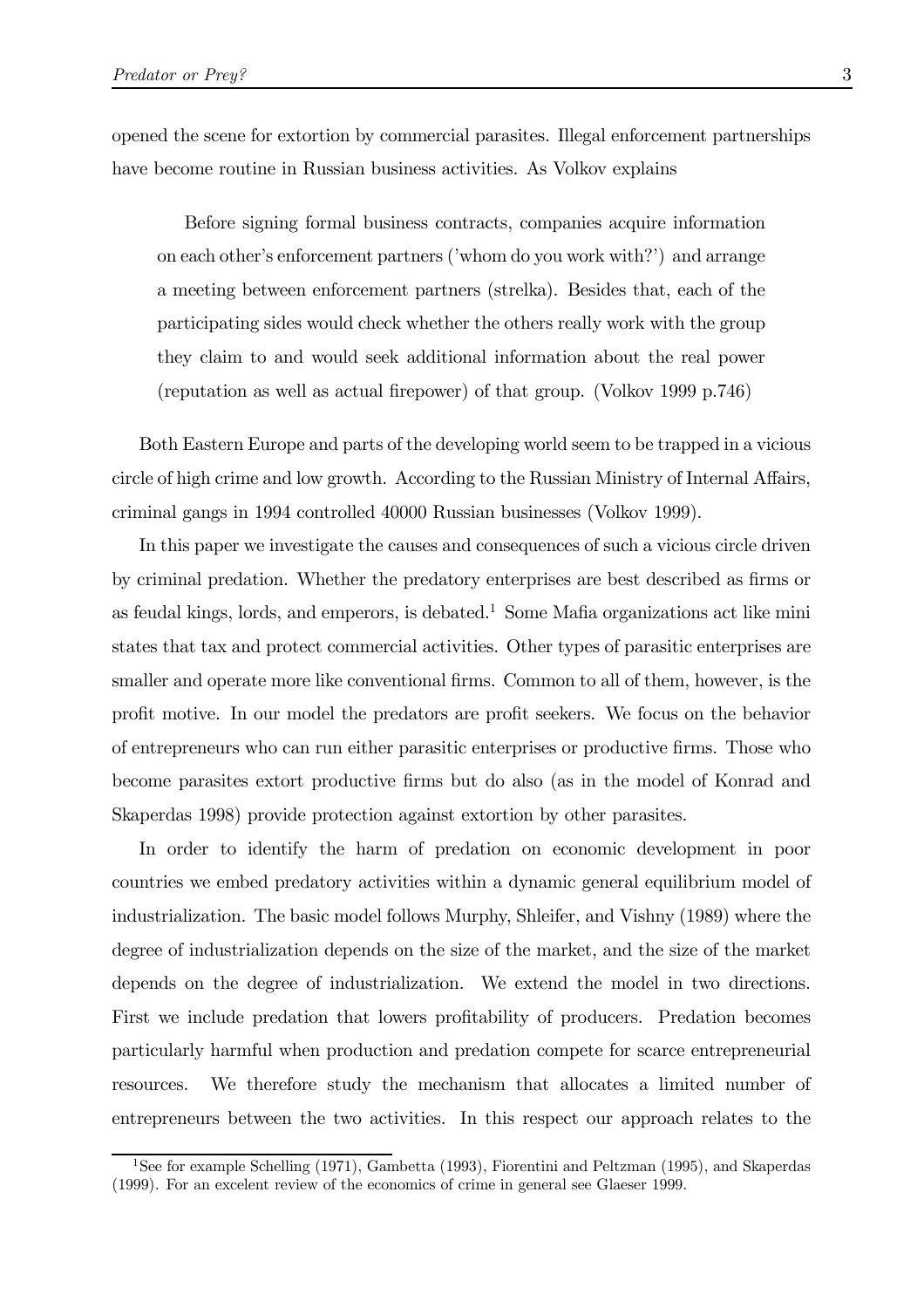opened the scene for extortion by commercial parasites. Illegal enforcement partnerships have become routine in Russian business activities. As Volkov explains

> Before signing formal business contracts, companies acquire information on each other's enforcement partners ('whom do you work with?') and arrange a meeting between enforcement partners (strelka). Besides that, each of the participating sides would check whether the others really work with the group they claim to and would seek additional information about the real power (reputation as well as actual firepower) of that group. (Volkov 1999 p.746)

Both Eastern Europe and parts of the developing world seem to be trapped in a vicious circle of high crime and low growth. According to the Russian Ministry of Internal Affairs, criminal gangs in 1994 controlled 40000 Russian businesses (Volkov 1999).

In this paper we investigate the causes and consequences of such a vicious circle driven by criminal predation. Whether the predatory enterprises are best described as firms or as feudal kings, lords, and emperors, is debated.[1] Some Mafia organizations act like mini states that tax and protect commercial activities. Other types of parasitic enterprises are smaller and operate more like conventional firms. Common to all of them, however, is the profit motive. In our model the predators are profit seekers. We focus on the behavior of entrepreneurs who can run either parasitic enterprises or productive firms. Those who become parasites extort productive firms but do also (as in the model of Konrad and Skaperdas 1998) provide protection against extortion by other parasites.

In order to identify the harm of predation on economic development in poor countries we embed predatory activities within a dynamic general equilibrium model of industrialization. The basic model follows Murphy, Shleifer, and Vishny (1989) where the degree of industrialization depends on the size of the market, and the size of the market depends on the degree of industrialization. We extend the model in two directions. First we include predation that lowers profitability of producers. Predation becomes particularly harmful when production and predation compete for scarce entrepreneurial resources. We therefore study the mechanism that allocates a limited number of entrepreneurs between the two activities. In this respect our approach relates to the

[1] See for example Schelling (1971), Gambetta (1993), Fiorentini and Peltzman (1995), and Skaperdas (1999). For an excelent review of the economics of crime in general see Glaeser 1999.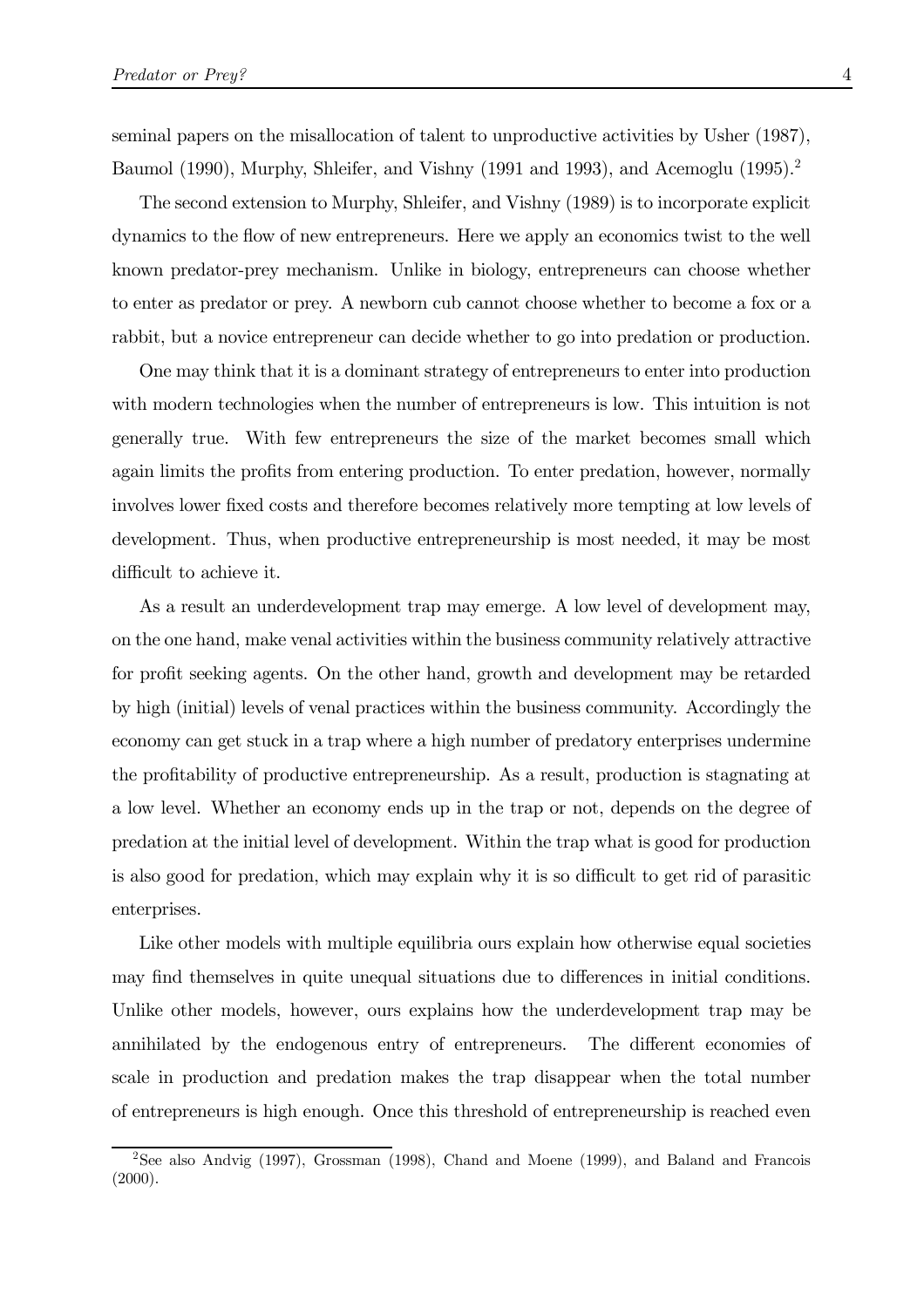seminal papers on the misallocation of talent to unproductive activities by Usher (1987), Baumol (1990), Murphy, Shleifer, and Vishny (1991 and 1993), and Acemoglu (1995).[2]

The second extension to Murphy, Shleifer, and Vishny (1989) is to incorporate explicit dynamics to the flow of new entrepreneurs. Here we apply an economics twist to the well known predator-prey mechanism. Unlike in biology, entrepreneurs can choose whether to enter as predator or prey. A newborn cub cannot choose whether to become a fox or a rabbit, but a novice entrepreneur can decide whether to go into predation or production.

One may think that it is a dominant strategy of entrepreneurs to enter into production with modern technologies when the number of entrepreneurs is low. This intuition is not generally true. With few entrepreneurs the size of the market becomes small which again limits the profits from entering production. To enter predation, however, normally involves lower fixed costs and therefore becomes relatively more tempting at low levels of development. Thus, when productive entrepreneurship is most needed, it may be most difficult to achieve it.

As a result an underdevelopment trap may emerge. A low level of development may, on the one hand, make venal activities within the business community relatively attractive for profit seeking agents. On the other hand, growth and development may be retarded by high (initial) levels of venal practices within the business community. Accordingly the economy can get stuck in a trap where a high number of predatory enterprises undermine the profitability of productive entrepreneurship. As a result, production is stagnating at a low level. Whether an economy ends up in the trap or not, depends on the degree of predation at the initial level of development. Within the trap what is good for production is also good for predation, which may explain why it is so difficult to get rid of parasitic enterprises.

Like other models with multiple equilibria ours explain how otherwise equal societies may find themselves in quite unequal situations due to differences in initial conditions. Unlike other models, however, ours explains how the underdevelopment trap may be annihilated by the endogenous entry of entrepreneurs. The different economies of scale in production and predation makes the trap disappear when the total number of entrepreneurs is high enough. Once this threshold of entrepreneurship is reached even

[2] See also Andvig (1997), Grossman (1998), Chand and Moene (1999), and Baland and Francois (2000).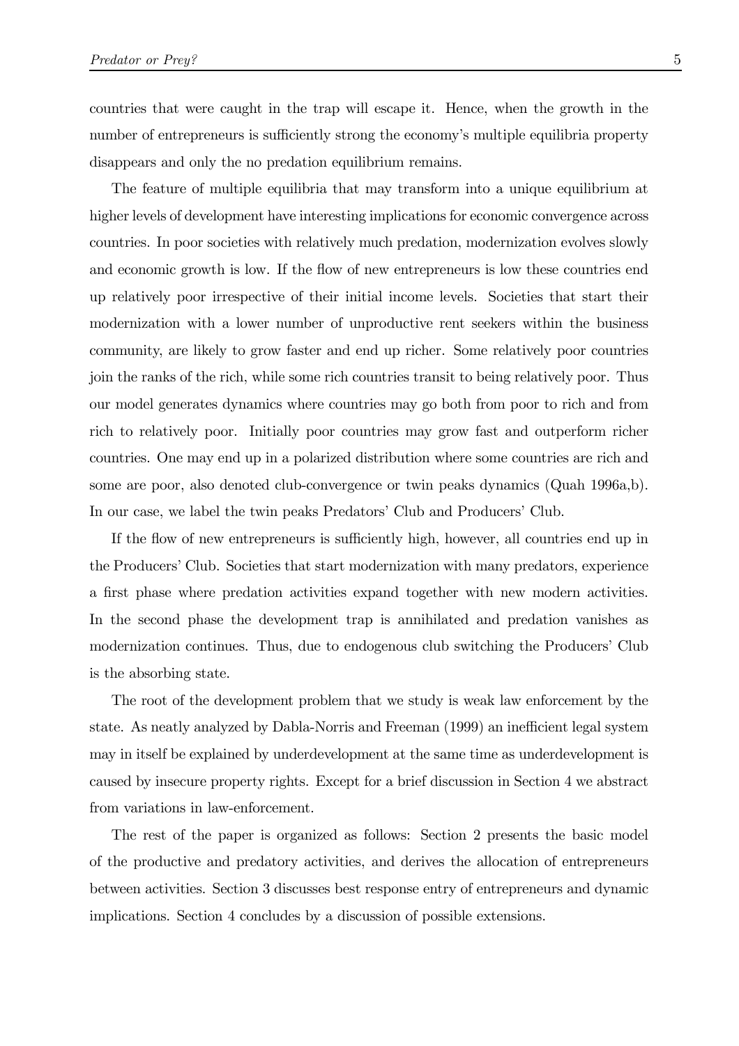countries that were caught in the trap will escape it. Hence, when the growth in the number of entrepreneurs is sufficiently strong the economy's multiple equilibria property disappears and only the no predation equilibrium remains.

The feature of multiple equilibria that may transform into a unique equilibrium at higher levels of development have interesting implications for economic convergence across countries. In poor societies with relatively much predation, modernization evolves slowly and economic growth is low. If the flow of new entrepreneurs is low these countries end up relatively poor irrespective of their initial income levels. Societies that start their modernization with a lower number of unproductive rent seekers within the business community, are likely to grow faster and end up richer. Some relatively poor countries join the ranks of the rich, while some rich countries transit to being relatively poor. Thus our model generates dynamics where countries may go both from poor to rich and from rich to relatively poor. Initially poor countries may grow fast and outperform richer countries. One may end up in a polarized distribution where some countries are rich and some are poor, also denoted club-convergence or twin peaks dynamics (Quah 1996a,b). In our case, we label the twin peaks Predators' Club and Producers' Club.

If the flow of new entrepreneurs is sufficiently high, however, all countries end up in the Producers' Club. Societies that start modernization with many predators, experience a first phase where predation activities expand together with new modern activities. In the second phase the development trap is annihilated and predation vanishes as modernization continues. Thus, due to endogenous club switching the Producers' Club is the absorbing state.

The root of the development problem that we study is weak law enforcement by the state. As neatly analyzed by Dabla-Norris and Freeman (1999) an inefficient legal system may in itself be explained by underdevelopment at the same time as underdevelopment is caused by insecure property rights. Except for a brief discussion in Section 4 we abstract from variations in law-enforcement.

The rest of the paper is organized as follows: Section 2 presents the basic model of the productive and predatory activities, and derives the allocation of entrepreneurs between activities. Section 3 discusses best response entry of entrepreneurs and dynamic implications. Section 4 concludes by a discussion of possible extensions.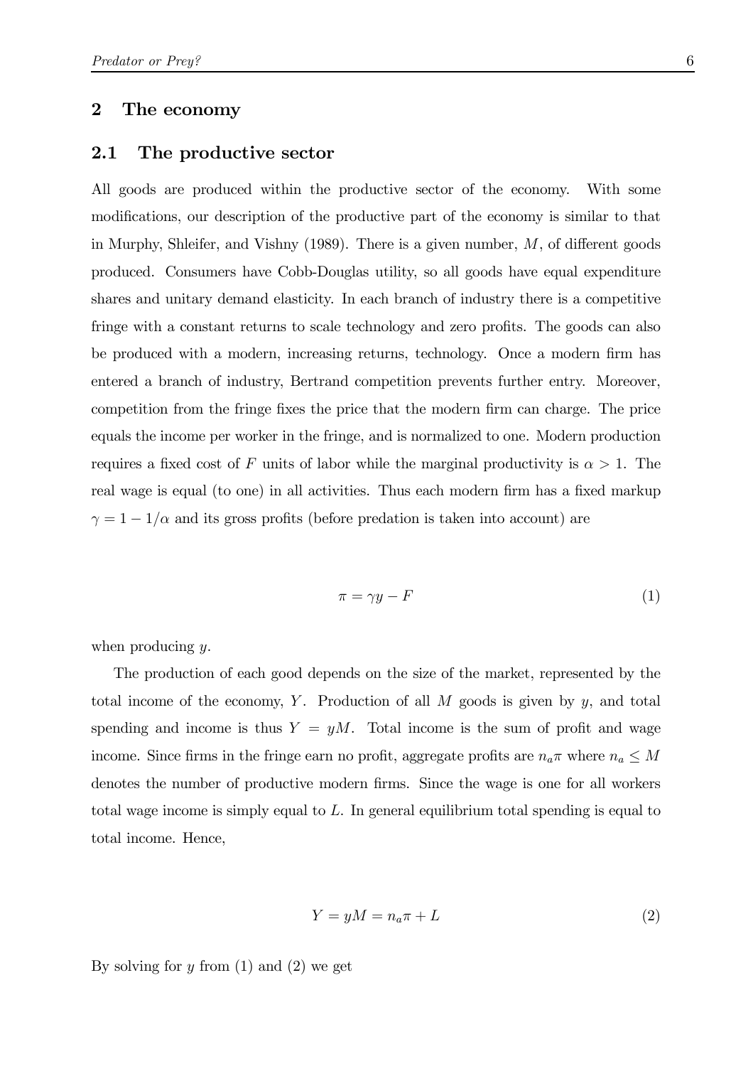## 2 The economy

### 2.1 The productive sector

All goods are produced within the productive sector of the economy. With some modifications, our description of the productive part of the economy is similar to that in Murphy, Shleifer, and Vishny (1989). There is a given number, $M$, of different goods produced. Consumers have Cobb-Douglas utility, so all goods have equal expenditure shares and unitary demand elasticity. In each branch of industry there is a competitive fringe with a constant returns to scale technology and zero profits. The goods can also be produced with a modern, increasing returns, technology. Once a modern firm has entered a branch of industry, Bertrand competition prevents further entry. Moreover, competition from the fringe fixes the price that the modern firm can charge. The price equals the income per worker in the fringe, and is normalized to one. Modern production requires a fixed cost of $F$ units of labor while the marginal productivity is $\alpha > 1$. The real wage is equal (to one) in all activities. Thus each modern firm has a fixed markup $\gamma = 1 - 1/\alpha$ and its gross profits (before predation is taken into account) are

$$\pi = \gamma y - F \tag{1}$$

when producing $y$.

The production of each good depends on the size of the market, represented by the total income of the economy, $Y$. Production of all $M$ goods is given by $y$, and total spending and income is thus $Y = yM$. Total income is the sum of profit and wage income. Since firms in the fringe earn no profit, aggregate profits are $n_a \pi$ where $n_a \leq M$ denotes the number of productive modern firms. Since the wage is one for all workers total wage income is simply equal to $L$. In general equilibrium total spending is equal to total income. Hence,

$$Y = yM = n_a \pi + L \tag{2}$$

By solving for $y$ from (1) and (2) we get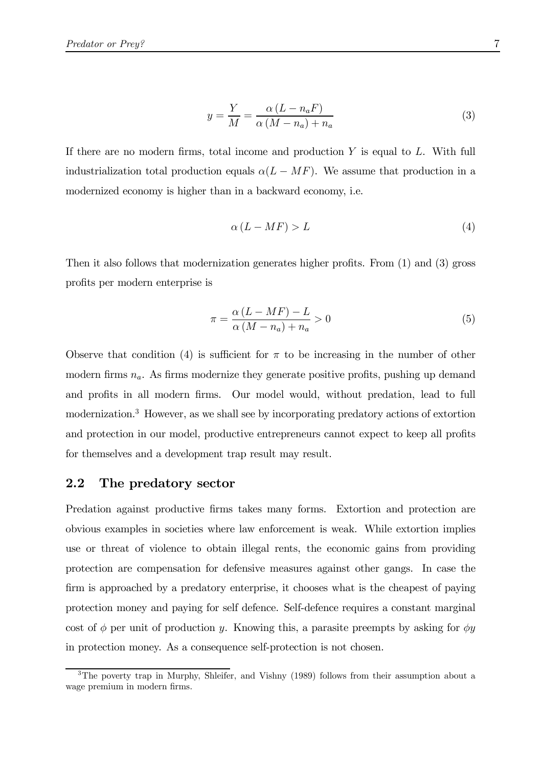$$y = \frac{Y}{M} = \frac{\alpha (L - n_a F)}{\alpha (M - n_a) + n_a} \tag{3}$$

If there are no modern firms, total income and production $Y$ is equal to $L$. With full industrialization total production equals $\alpha(L - MF)$. We assume that production in a modernized economy is higher than in a backward economy, i.e.

$$\alpha (L - MF) > L \tag{4}$$

Then it also follows that modernization generates higher profits. From (1) and (3) gross profits per modern enterprise is

$$\pi = \frac{\alpha (L - MF) - L}{\alpha (M - n_a) + n_a} > 0 \tag{5}$$

Observe that condition (4) is sufficient for $\pi$ to be increasing in the number of other modern firms $n_a$. As firms modernize they generate positive profits, pushing up demand and profits in all modern firms. Our model would, without predation, lead to full modernization.[3] However, as we shall see by incorporating predatory actions of extortion and protection in our model, productive entrepreneurs cannot expect to keep all profits for themselves and a development trap result may result.

## 2.2 The predatory sector

Predation against productive firms takes many forms. Extortion and protection are obvious examples in societies where law enforcement is weak. While extortion implies use or threat of violence to obtain illegal rents, the economic gains from providing protection are compensation for defensive measures against other gangs. In case the firm is approached by a predatory enterprise, it chooses what is the cheapest of paying protection money and paying for self defence. Self-defence requires a constant marginal cost of $\phi$ per unit of production $y$. Knowing this, a parasite preempts by asking for $\phi y$ in protection money. As a consequence self-protection is not chosen.

[3] The poverty trap in Murphy, Shleifer, and Vishny (1989) follows from their assumption about a wage premium in modern firms.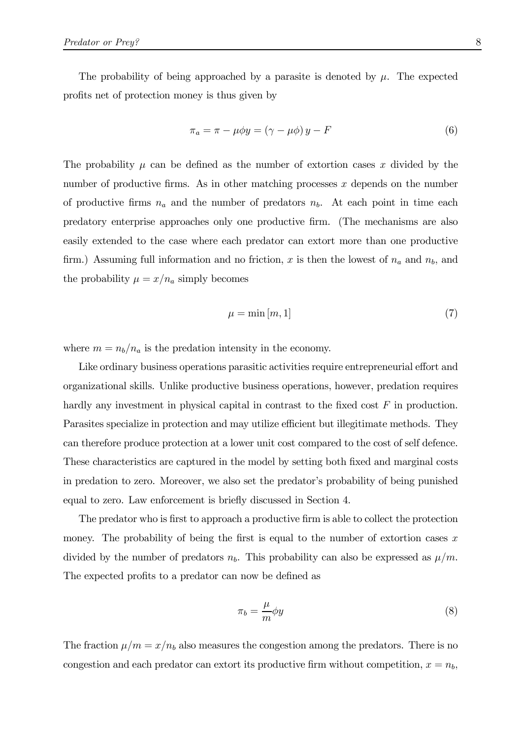The probability of being approached by a parasite is denoted by $\mu$. The expected profits net of protection money is thus given by

$$\pi_a = \pi - \mu\phi y = (\gamma - \mu\phi)\, y - F \tag{6}$$

The probability $\mu$ can be defined as the number of extortion cases $x$ divided by the number of productive firms. As in other matching processes $x$ depends on the number of productive firms $n_a$ and the number of predators $n_b$. At each point in time each predatory enterprise approaches only one productive firm. (The mechanisms are also easily extended to the case where each predator can extort more than one productive firm.) Assuming full information and no friction, $x$ is then the lowest of $n_a$ and $n_b$, and the probability $\mu = x/n_a$ simply becomes

$$\mu = \min[m, 1] \tag{7}$$

where $m = n_b/n_a$ is the predation intensity in the economy.

Like ordinary business operations parasitic activities require entrepreneurial effort and organizational skills. Unlike productive business operations, however, predation requires hardly any investment in physical capital in contrast to the fixed cost $F$ in production. Parasites specialize in protection and may utilize efficient but illegitimate methods. They can therefore produce protection at a lower unit cost compared to the cost of self defence. These characteristics are captured in the model by setting both fixed and marginal costs in predation to zero. Moreover, we also set the predator's probability of being punished equal to zero. Law enforcement is briefly discussed in Section 4.

The predator who is first to approach a productive firm is able to collect the protection money. The probability of being the first is equal to the number of extortion cases $x$ divided by the number of predators $n_b$. This probability can also be expressed as $\mu/m$. The expected profits to a predator can now be defined as

$$\pi_b = \frac{\mu}{m}\phi y \tag{8}$$

The fraction $\mu/m = x/n_b$ also measures the congestion among the predators. There is no congestion and each predator can extort its productive firm without competition, $x = n_b$,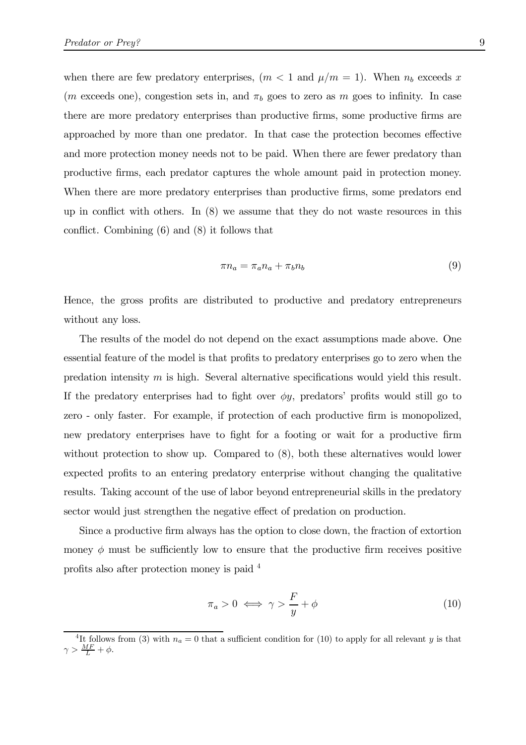when there are few predatory enterprises, ($m < 1$ and $\mu/m = 1$). When $n_b$ exceeds $x$ ($m$ exceeds one), congestion sets in, and $\pi_b$ goes to zero as $m$ goes to infinity. In case there are more predatory enterprises than productive firms, some productive firms are approached by more than one predator. In that case the protection becomes effective and more protection money needs not to be paid. When there are fewer predatory than productive firms, each predator captures the whole amount paid in protection money. When there are more predatory enterprises than productive firms, some predators end up in conflict with others. In (8) we assume that they do not waste resources in this conflict. Combining (6) and (8) it follows that

$$\pi n_a = \pi_a n_a + \pi_b n_b \tag{9}$$

Hence, the gross profits are distributed to productive and predatory entrepreneurs without any loss.

The results of the model do not depend on the exact assumptions made above. One essential feature of the model is that profits to predatory enterprises go to zero when the predation intensity $m$ is high. Several alternative specifications would yield this result. If the predatory enterprises had to fight over $\phi y$, predators' profits would still go to zero - only faster. For example, if protection of each productive firm is monopolized, new predatory enterprises have to fight for a footing or wait for a productive firm without protection to show up. Compared to (8), both these alternatives would lower expected profits to an entering predatory enterprise without changing the qualitative results. Taking account of the use of labor beyond entrepreneurial skills in the predatory sector would just strengthen the negative effect of predation on production.

Since a productive firm always has the option to close down, the fraction of extortion money $\phi$ must be sufficiently low to ensure that the productive firm receives positive profits also after protection money is paid [4]

$$\pi_a > 0 \iff \gamma > \frac{F}{y} + \phi \tag{10}$$

[4] It follows from (3) with $n_a = 0$ that a sufficient condition for (10) to apply for all relevant $y$ is that $\gamma > \frac{MF}{L} + \phi$.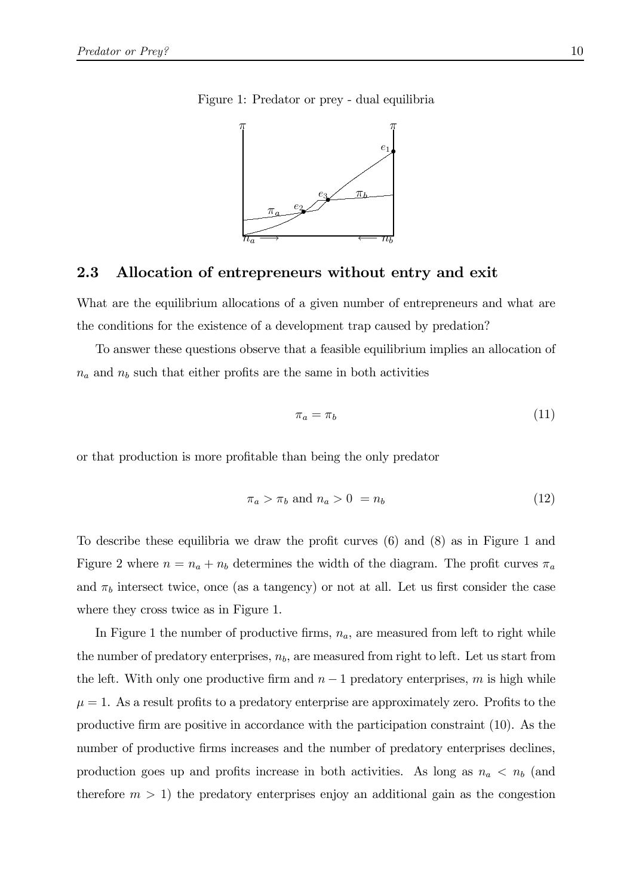Figure 1: Predator or prey - dual equilibria

## 2.3 Allocation of entrepreneurs without entry and exit

What are the equilibrium allocations of a given number of entrepreneurs and what are the conditions for the existence of a development trap caused by predation?

To answer these questions observe that a feasible equilibrium implies an allocation of $n_a$ and $n_b$ such that either profits are the same in both activities

$$\pi_a = \pi_b \tag{11}$$

or that production is more profitable than being the only predator

$$\pi_a > \pi_b \text{ and } n_a > 0 \ = n_b \tag{12}$$

To describe these equilibria we draw the profit curves (6) and (8) as in Figure 1 and Figure 2 where $n = n_a + n_b$ determines the width of the diagram. The profit curves $\pi_a$ and $\pi_b$ intersect twice, once (as a tangency) or not at all. Let us first consider the case where they cross twice as in Figure 1.

In Figure 1 the number of productive firms, $n_a$, are measured from left to right while the number of predatory enterprises, $n_b$, are measured from right to left. Let us start from the left. With only one productive firm and $n - 1$ predatory enterprises, $m$ is high while $\mu = 1$. As a result profits to a predatory enterprise are approximately zero. Profits to the productive firm are positive in accordance with the participation constraint (10). As the number of productive firms increases and the number of predatory enterprises declines, production goes up and profits increase in both activities. As long as $n_a < n_b$ (and therefore $m > 1$) the predatory enterprises enjoy an additional gain as the congestion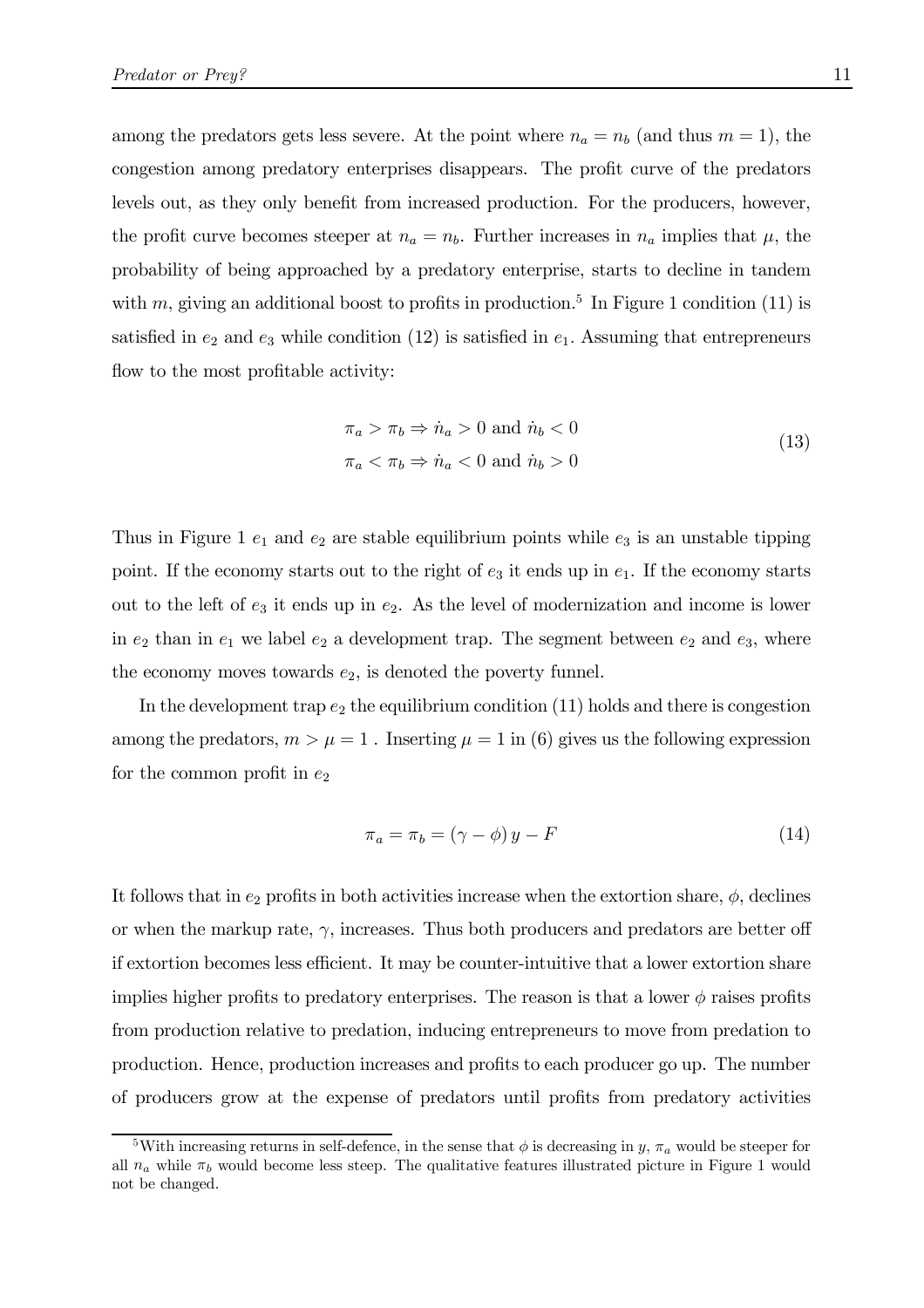among the predators gets less severe. At the point where $n_a = n_b$ (and thus $m = 1$), the congestion among predatory enterprises disappears. The profit curve of the predators levels out, as they only benefit from increased production. For the producers, however, the profit curve becomes steeper at $n_a = n_b$. Further increases in $n_a$ implies that $\mu$, the probability of being approached by a predatory enterprise, starts to decline in tandem with $m$, giving an additional boost to profits in production.[5] In Figure 1 condition (11) is satisfied in $e_2$ and $e_3$ while condition (12) is satisfied in $e_1$. Assuming that entrepreneurs flow to the most profitable activity:

$$
\begin{aligned}
\pi_a > \pi_b &\Rightarrow \dot{n}_a > 0 \text{ and } \dot{n}_b < 0 \\
\pi_a < \pi_b &\Rightarrow \dot{n}_a < 0 \text{ and } \dot{n}_b > 0
\end{aligned}
\tag{13}
$$

Thus in Figure 1 $e_1$ and $e_2$ are stable equilibrium points while $e_3$ is an unstable tipping point. If the economy starts out to the right of $e_3$ it ends up in $e_1$. If the economy starts out to the left of $e_3$ it ends up in $e_2$. As the level of modernization and income is lower in $e_2$ than in $e_1$ we label $e_2$ a development trap. The segment between $e_2$ and $e_3$, where the economy moves towards $e_2$, is denoted the poverty funnel.

In the development trap $e_2$ the equilibrium condition (11) holds and there is congestion among the predators, $m > \mu = 1$ . Inserting $\mu = 1$ in (6) gives us the following expression for the common profit in $e_2$

$$
\pi_a = \pi_b = (\gamma - \phi)\, y - F \tag{14}
$$

It follows that in $e_2$ profits in both activities increase when the extortion share, $\phi$, declines or when the markup rate, $\gamma$, increases. Thus both producers and predators are better off if extortion becomes less efficient. It may be counter-intuitive that a lower extortion share implies higher profits to predatory enterprises. The reason is that a lower $\phi$ raises profits from production relative to predation, inducing entrepreneurs to move from predation to production. Hence, production increases and profits to each producer go up. The number of producers grow at the expense of predators until profits from predatory activities

[5] With increasing returns in self-defence, in the sense that $\phi$ is decreasing in $y$, $\pi_a$ would be steeper for all $n_a$ while $\pi_b$ would become less steep. The qualitative features illustrated picture in Figure 1 would not be changed.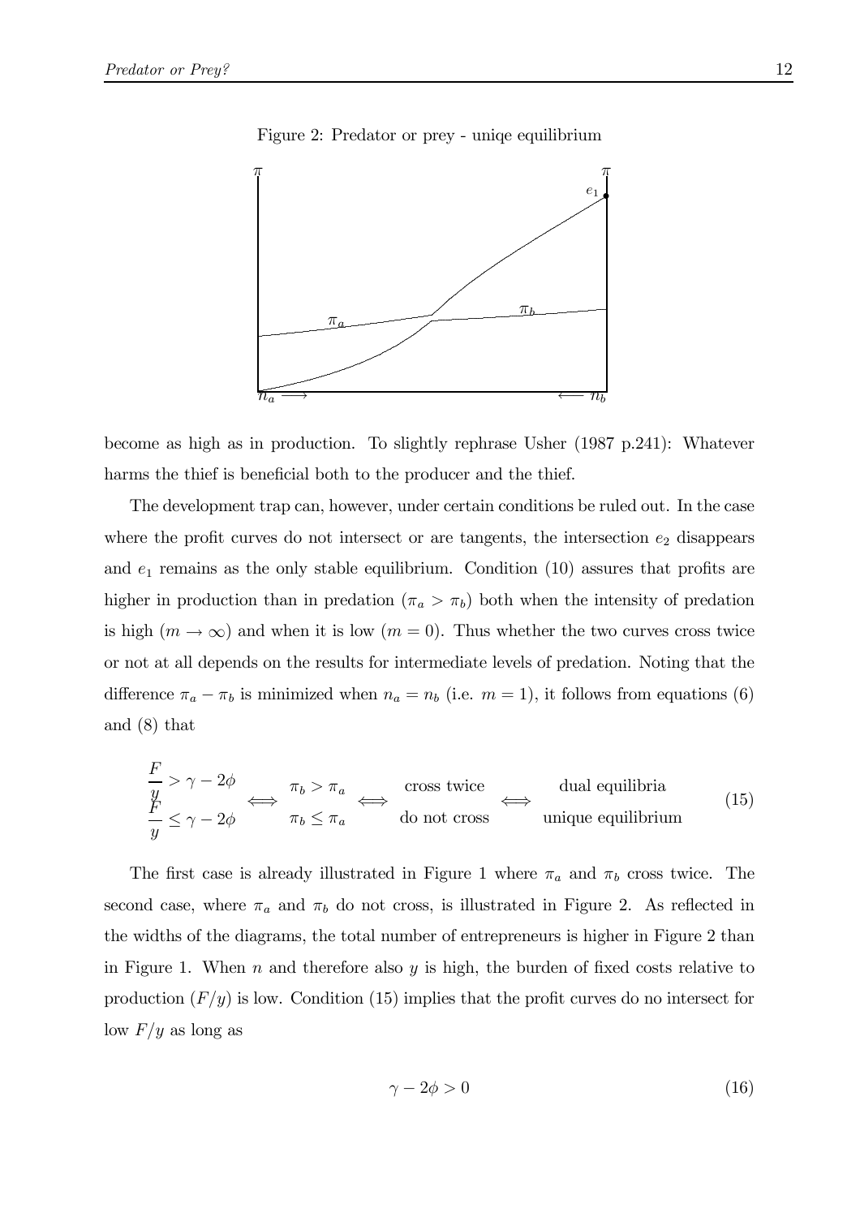Figure 2: Predator or prey - uniqe equilibrium

become as high as in production. To slightly rephrase Usher (1987 p.241): Whatever harms the thief is beneficial both to the producer and the thief.

The development trap can, however, under certain conditions be ruled out. In the case where the profit curves do not intersect or are tangents, the intersection $e_2$ disappears and $e_1$ remains as the only stable equilibrium. Condition (10) assures that profits are higher in production than in predation ($\pi_a > \pi_b$) both when the intensity of predation is high ($m \to \infty$) and when it is low ($m = 0$). Thus whether the two curves cross twice or not at all depends on the results for intermediate levels of predation. Noting that the difference $\pi_a - \pi_b$ is minimized when $n_a = n_b$ (i.e. $m = 1$), it follows from equations (6) and (8) that

$$
\begin{array}{c} \dfrac{F}{y} > \gamma - 2\phi \\ \dfrac{F}{y} \leq \gamma - 2\phi \end{array} \iff \begin{array}{c} \pi_b > \pi_a \\ \pi_b \leq \pi_a \end{array} \iff \begin{array}{c} \text{cross twice} \\ \text{do not cross} \end{array} \iff \begin{array}{c} \text{dual equilibria} \\ \text{unique equilibrium} \end{array} \tag{15}
$$

The first case is already illustrated in Figure 1 where $\pi_a$ and $\pi_b$ cross twice. The second case, where $\pi_a$ and $\pi_b$ do not cross, is illustrated in Figure 2. As reflected in the widths of the diagrams, the total number of entrepreneurs is higher in Figure 2 than in Figure 1. When $n$ and therefore also $y$ is high, the burden of fixed costs relative to production ($F/y$) is low. Condition (15) implies that the profit curves do no intersect for low $F/y$ as long as

$$
\gamma - 2\phi > 0 \tag{16}
$$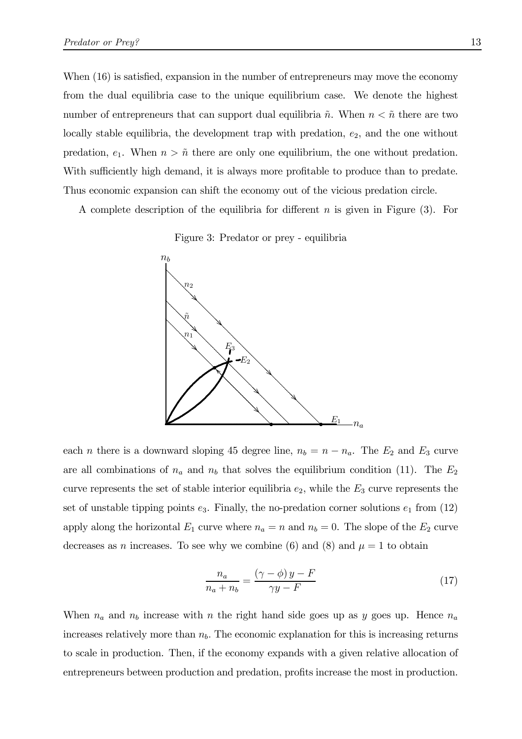When (16) is satisfied, expansion in the number of entrepreneurs may move the economy from the dual equilibria case to the unique equilibrium case. We denote the highest number of entrepreneurs that can support dual equilibria $\tilde{n}$. When $n < \tilde{n}$ there are two locally stable equilibria, the development trap with predation, $e_2$, and the one without predation, $e_1$. When $n > \tilde{n}$ there are only one equilibrium, the one without predation. With sufficiently high demand, it is always more profitable to produce than to predate. Thus economic expansion can shift the economy out of the vicious predation circle.

A complete description of the equilibria for different $n$ is given in Figure (3). For

Figure 3: Predator or prey - equilibria

each $n$ there is a downward sloping 45 degree line, $n_b = n - n_a$. The $E_2$ and $E_3$ curve are all combinations of $n_a$ and $n_b$ that solves the equilibrium condition (11). The $E_2$ curve represents the set of stable interior equilibria $e_2$, while the $E_3$ curve represents the set of unstable tipping points $e_3$. Finally, the no-predation corner solutions $e_1$ from (12) apply along the horizontal $E_1$ curve where $n_a = n$ and $n_b = 0$. The slope of the $E_2$ curve decreases as $n$ increases. To see why we combine (6) and (8) and $\mu = 1$ to obtain

$$\frac{n_a}{n_a + n_b} = \frac{(\gamma - \phi)\, y - F}{\gamma y - F} \tag{17}$$

When $n_a$ and $n_b$ increase with $n$ the right hand side goes up as $y$ goes up. Hence $n_a$ increases relatively more than $n_b$. The economic explanation for this is increasing returns to scale in production. Then, if the economy expands with a given relative allocation of entrepreneurs between production and predation, profits increase the most in production.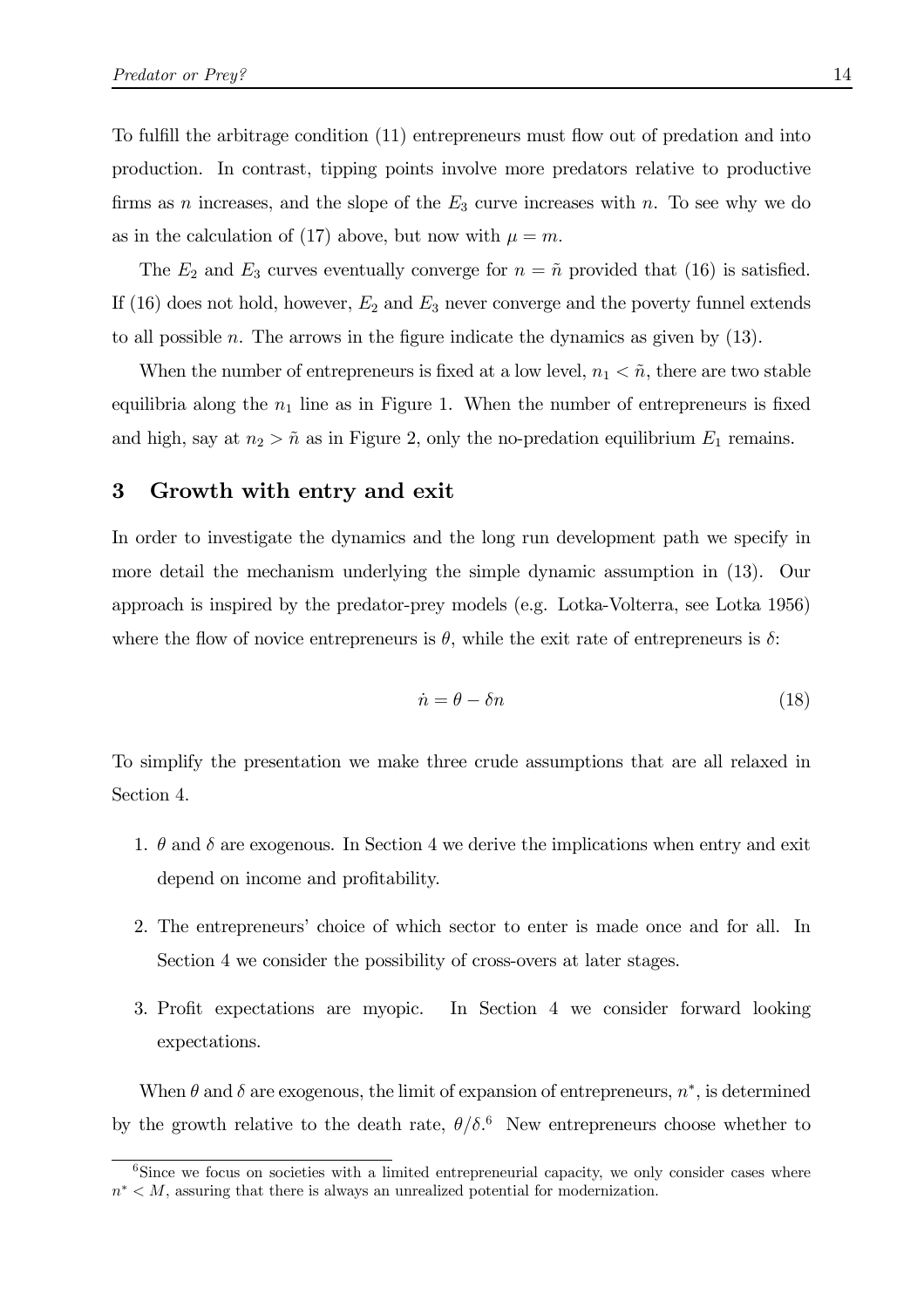To fulfill the arbitrage condition (11) entrepreneurs must flow out of predation and into production. In contrast, tipping points involve more predators relative to productive firms as $n$ increases, and the slope of the $E_3$ curve increases with $n$. To see why we do as in the calculation of (17) above, but now with $\mu = m$.

The $E_2$ and $E_3$ curves eventually converge for $n = \tilde{n}$ provided that (16) is satisfied. If (16) does not hold, however, $E_2$ and $E_3$ never converge and the poverty funnel extends to all possible $n$. The arrows in the figure indicate the dynamics as given by (13).

When the number of entrepreneurs is fixed at a low level, $n_1 < \tilde{n}$, there are two stable equilibria along the $n_1$ line as in Figure 1. When the number of entrepreneurs is fixed and high, say at $n_2 > \tilde{n}$ as in Figure 2, only the no-predation equilibrium $E_1$ remains.

## 3 Growth with entry and exit

In order to investigate the dynamics and the long run development path we specify in more detail the mechanism underlying the simple dynamic assumption in (13). Our approach is inspired by the predator-prey models (e.g. Lotka-Volterra, see Lotka 1956) where the flow of novice entrepreneurs is $\theta$, while the exit rate of entrepreneurs is $\delta$:

$$\dot{n} = \theta - \delta n \tag{18}$$

To simplify the presentation we make three crude assumptions that are all relaxed in Section 4.

1. $\theta$ and $\delta$ are exogenous. In Section 4 we derive the implications when entry and exit depend on income and profitability.
2. The entrepreneurs' choice of which sector to enter is made once and for all. In Section 4 we consider the possibility of cross-overs at later stages.
3. Profit expectations are myopic. In Section 4 we consider forward looking expectations.

When $\theta$ and $\delta$ are exogenous, the limit of expansion of entrepreneurs, $n^*$, is determined by the growth relative to the death rate, $\theta/\delta$.[6] New entrepreneurs choose whether to

[6] Since we focus on societies with a limited entrepreneurial capacity, we only consider cases where $n^* < M$, assuring that there is always an unrealized potential for modernization.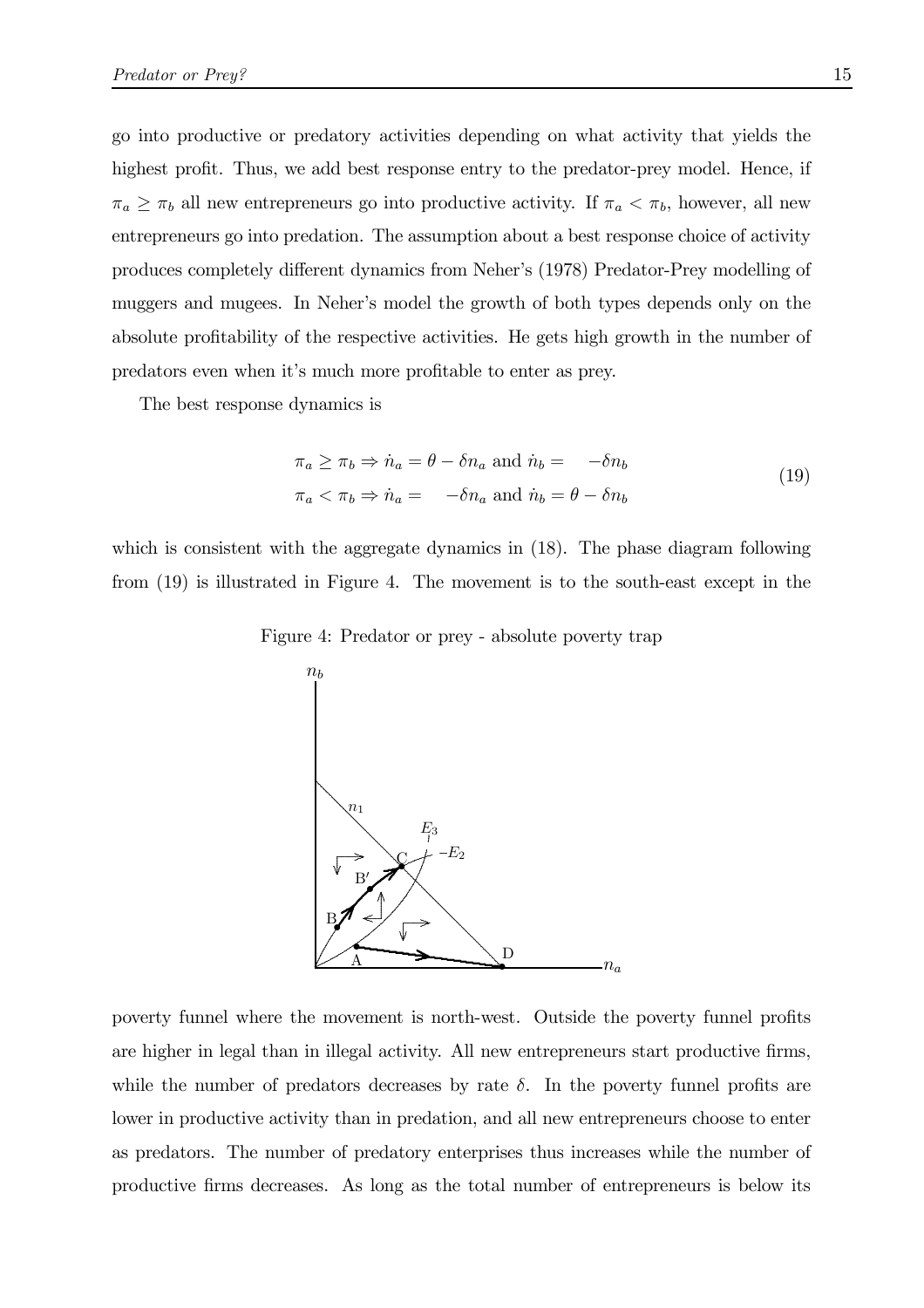go into productive or predatory activities depending on what activity that yields the highest profit. Thus, we add best response entry to the predator-prey model. Hence, if $\pi_a \geq \pi_b$ all new entrepreneurs go into productive activity. If $\pi_a < \pi_b$, however, all new entrepreneurs go into predation. The assumption about a best response choice of activity produces completely different dynamics from Neher's (1978) Predator-Prey modelling of muggers and mugees. In Neher's model the growth of both types depends only on the absolute profitability of the respective activities. He gets high growth in the number of predators even when it's much more profitable to enter as prey.

The best response dynamics is

$$\begin{aligned} \pi_a \geq \pi_b &\Rightarrow \dot{n}_a = \theta - \delta n_a \text{ and } \dot{n}_b = \quad -\delta n_b \\ \pi_a < \pi_b &\Rightarrow \dot{n}_a = \quad -\delta n_a \text{ and } \dot{n}_b = \theta - \delta n_b \end{aligned} \tag{19}$$

which is consistent with the aggregate dynamics in (18). The phase diagram following from (19) is illustrated in Figure 4. The movement is to the south-east except in the

Figure 4: Predator or prey - absolute poverty trap

poverty funnel where the movement is north-west. Outside the poverty funnel profits are higher in legal than in illegal activity. All new entrepreneurs start productive firms, while the number of predators decreases by rate $\delta$. In the poverty funnel profits are lower in productive activity than in predation, and all new entrepreneurs choose to enter as predators. The number of predatory enterprises thus increases while the number of productive firms decreases. As long as the total number of entrepreneurs is below its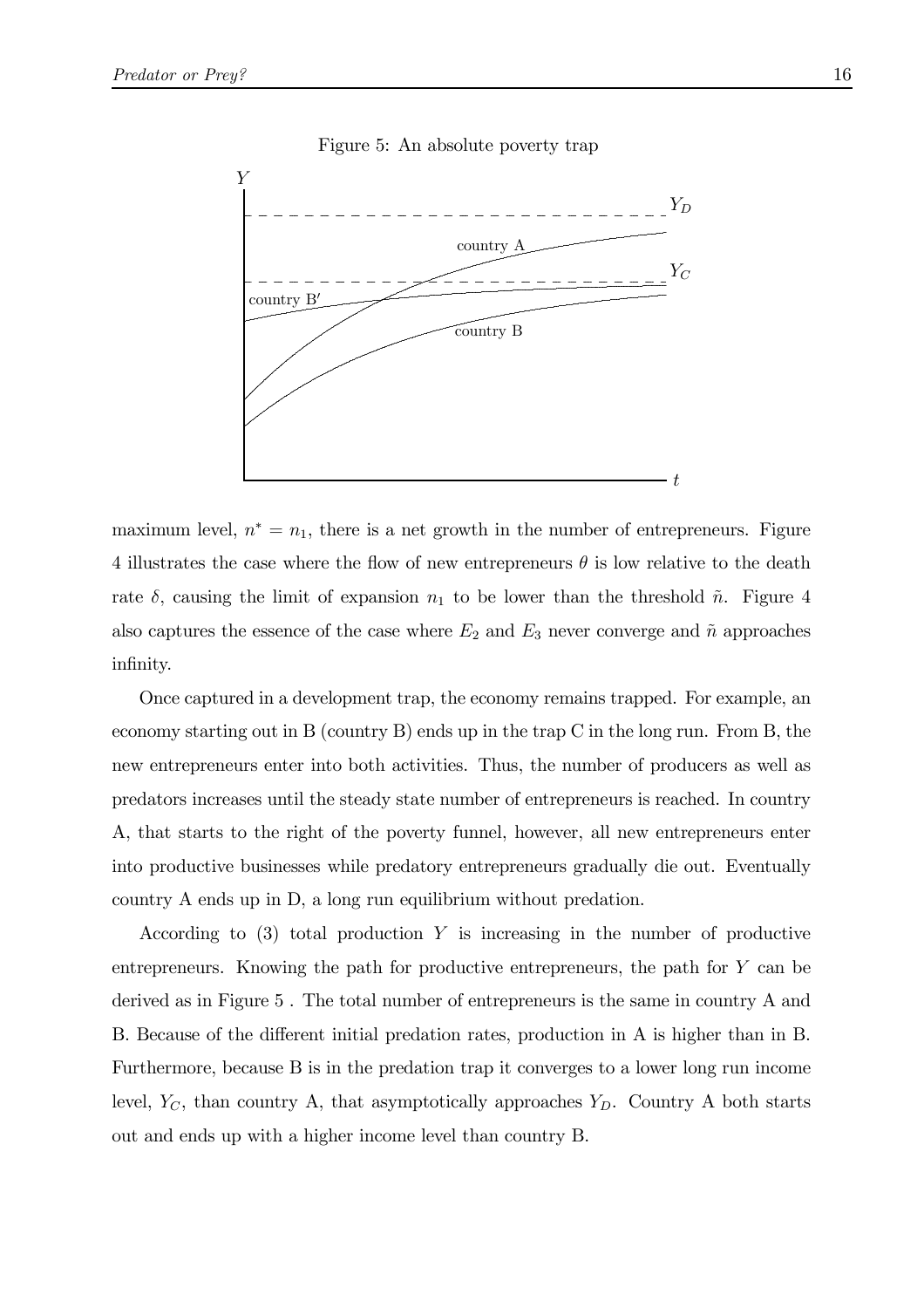Figure 5: An absolute poverty trap

maximum level, $n^* = n_1$, there is a net growth in the number of entrepreneurs. Figure 4 illustrates the case where the flow of new entrepreneurs $\theta$ is low relative to the death rate $\delta$, causing the limit of expansion $n_1$ to be lower than the threshold $\tilde{n}$. Figure 4 also captures the essence of the case where $E_2$ and $E_3$ never converge and $\tilde{n}$ approaches infinity.

Once captured in a development trap, the economy remains trapped. For example, an economy starting out in B (country B) ends up in the trap C in the long run. From B, the new entrepreneurs enter into both activities. Thus, the number of producers as well as predators increases until the steady state number of entrepreneurs is reached. In country A, that starts to the right of the poverty funnel, however, all new entrepreneurs enter into productive businesses while predatory entrepreneurs gradually die out. Eventually country A ends up in D, a long run equilibrium without predation.

According to (3) total production $Y$ is increasing in the number of productive entrepreneurs. Knowing the path for productive entrepreneurs, the path for $Y$ can be derived as in Figure 5 . The total number of entrepreneurs is the same in country A and B. Because of the different initial predation rates, production in A is higher than in B. Furthermore, because B is in the predation trap it converges to a lower long run income level, $Y_C$, than country A, that asymptotically approaches $Y_D$. Country A both starts out and ends up with a higher income level than country B.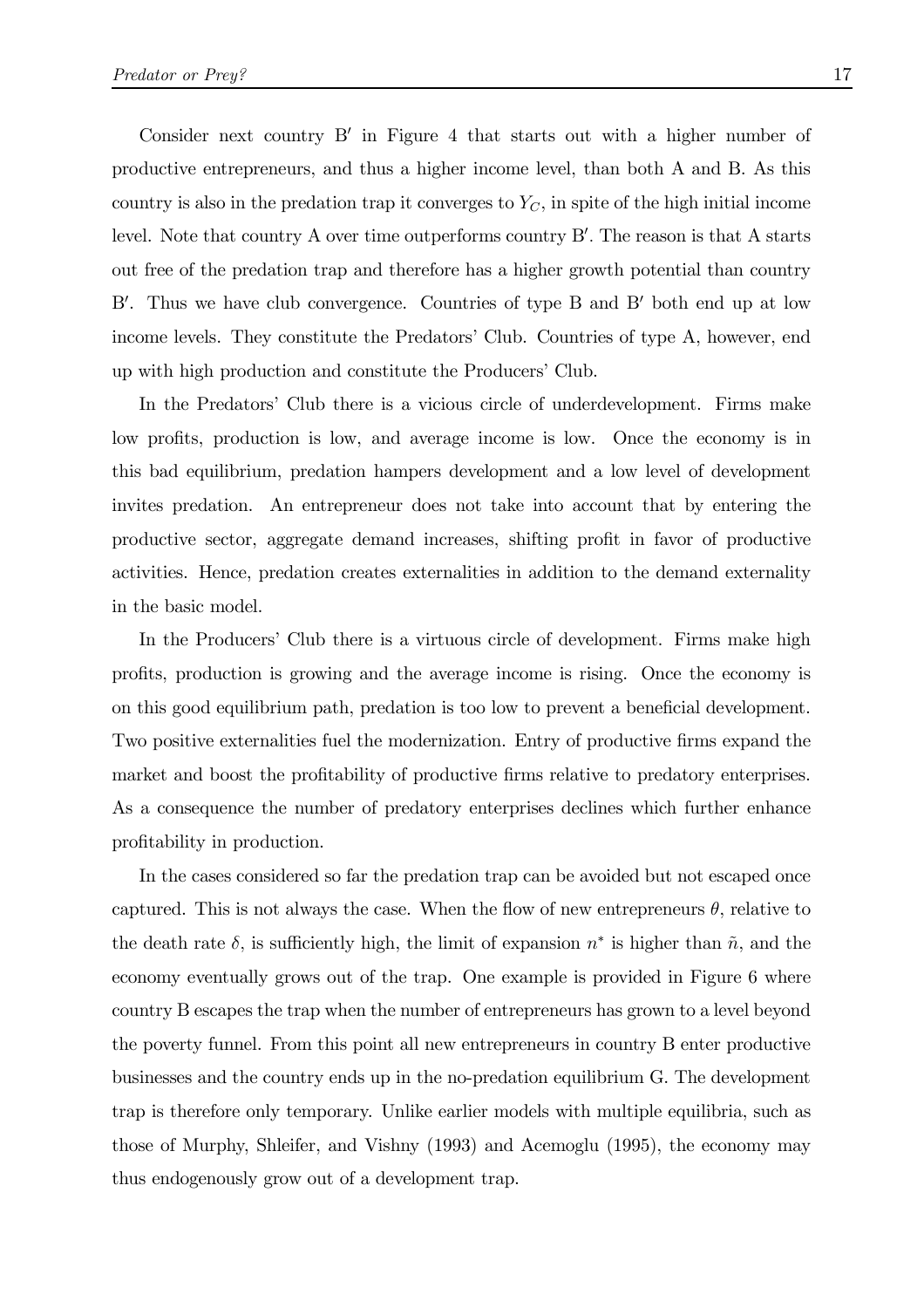Consider next country B′ in Figure 4 that starts out with a higher number of productive entrepreneurs, and thus a higher income level, than both A and B. As this country is also in the predation trap it converges to $Y_C$, in spite of the high initial income level. Note that country A over time outperforms country B′. The reason is that A starts out free of the predation trap and therefore has a higher growth potential than country B′. Thus we have club convergence. Countries of type B and B′ both end up at low income levels. They constitute the Predators' Club. Countries of type A, however, end up with high production and constitute the Producers' Club.

In the Predators' Club there is a vicious circle of underdevelopment. Firms make low profits, production is low, and average income is low. Once the economy is in this bad equilibrium, predation hampers development and a low level of development invites predation. An entrepreneur does not take into account that by entering the productive sector, aggregate demand increases, shifting profit in favor of productive activities. Hence, predation creates externalities in addition to the demand externality in the basic model.

In the Producers' Club there is a virtuous circle of development. Firms make high profits, production is growing and the average income is rising. Once the economy is on this good equilibrium path, predation is too low to prevent a beneficial development. Two positive externalities fuel the modernization. Entry of productive firms expand the market and boost the profitability of productive firms relative to predatory enterprises. As a consequence the number of predatory enterprises declines which further enhance profitability in production.

In the cases considered so far the predation trap can be avoided but not escaped once captured. This is not always the case. When the flow of new entrepreneurs $\theta$, relative to the death rate $\delta$, is sufficiently high, the limit of expansion $n^*$ is higher than $\tilde{n}$, and the economy eventually grows out of the trap. One example is provided in Figure 6 where country B escapes the trap when the number of entrepreneurs has grown to a level beyond the poverty funnel. From this point all new entrepreneurs in country B enter productive businesses and the country ends up in the no-predation equilibrium G. The development trap is therefore only temporary. Unlike earlier models with multiple equilibria, such as those of Murphy, Shleifer, and Vishny (1993) and Acemoglu (1995), the economy may thus endogenously grow out of a development trap.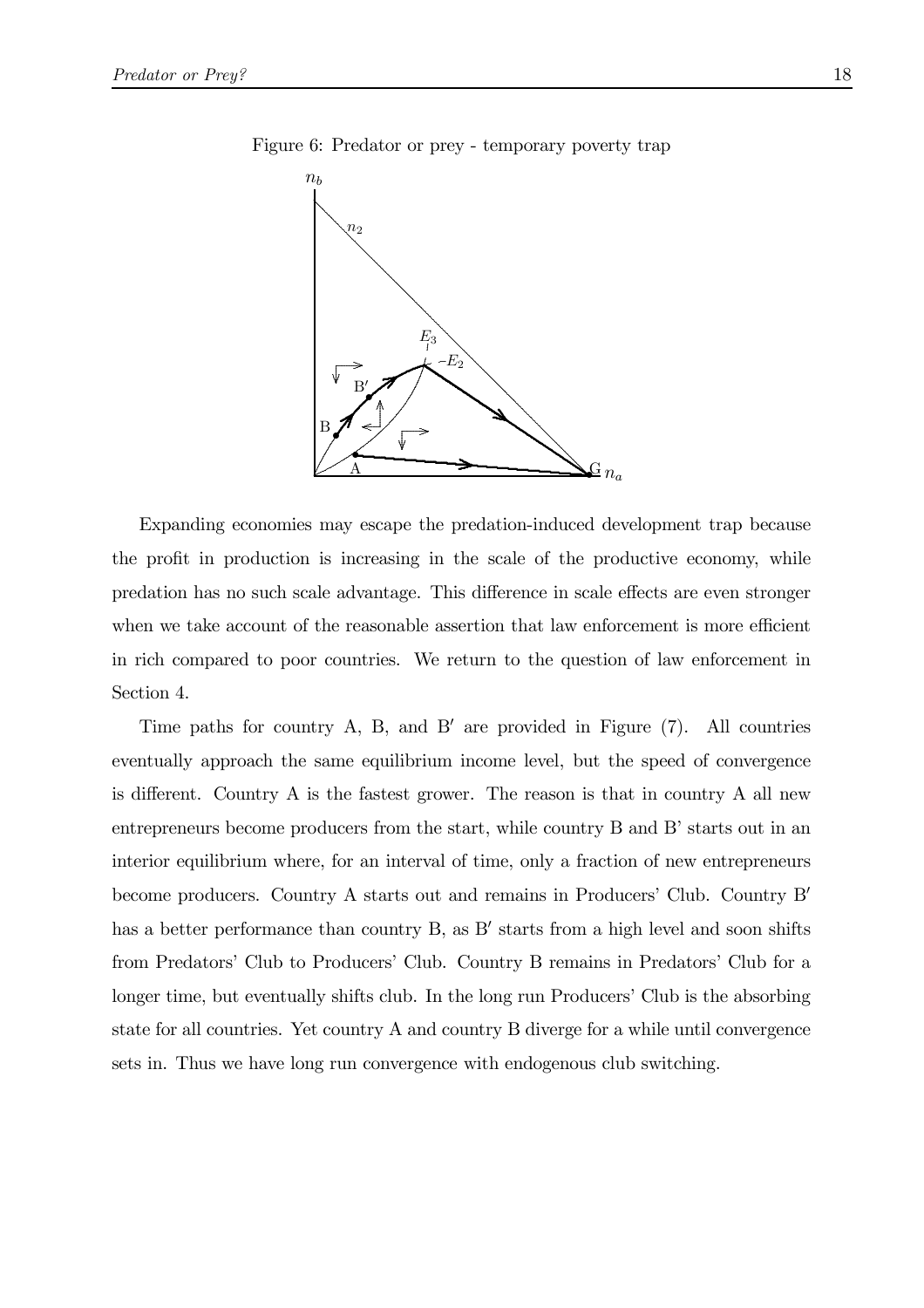Figure 6: Predator or prey - temporary poverty trap

Expanding economies may escape the predation-induced development trap because the profit in production is increasing in the scale of the productive economy, while predation has no such scale advantage. This difference in scale effects are even stronger when we take account of the reasonable assertion that law enforcement is more efficient in rich compared to poor countries. We return to the question of law enforcement in Section 4.

Time paths for country A, B, and B′ are provided in Figure (7). All countries eventually approach the same equilibrium income level, but the speed of convergence is different. Country A is the fastest grower. The reason is that in country A all new entrepreneurs become producers from the start, while country B and B' starts out in an interior equilibrium where, for an interval of time, only a fraction of new entrepreneurs become producers. Country A starts out and remains in Producers' Club. Country B′ has a better performance than country B, as B′ starts from a high level and soon shifts from Predators' Club to Producers' Club. Country B remains in Predators' Club for a longer time, but eventually shifts club. In the long run Producers' Club is the absorbing state for all countries. Yet country A and country B diverge for a while until convergence sets in. Thus we have long run convergence with endogenous club switching.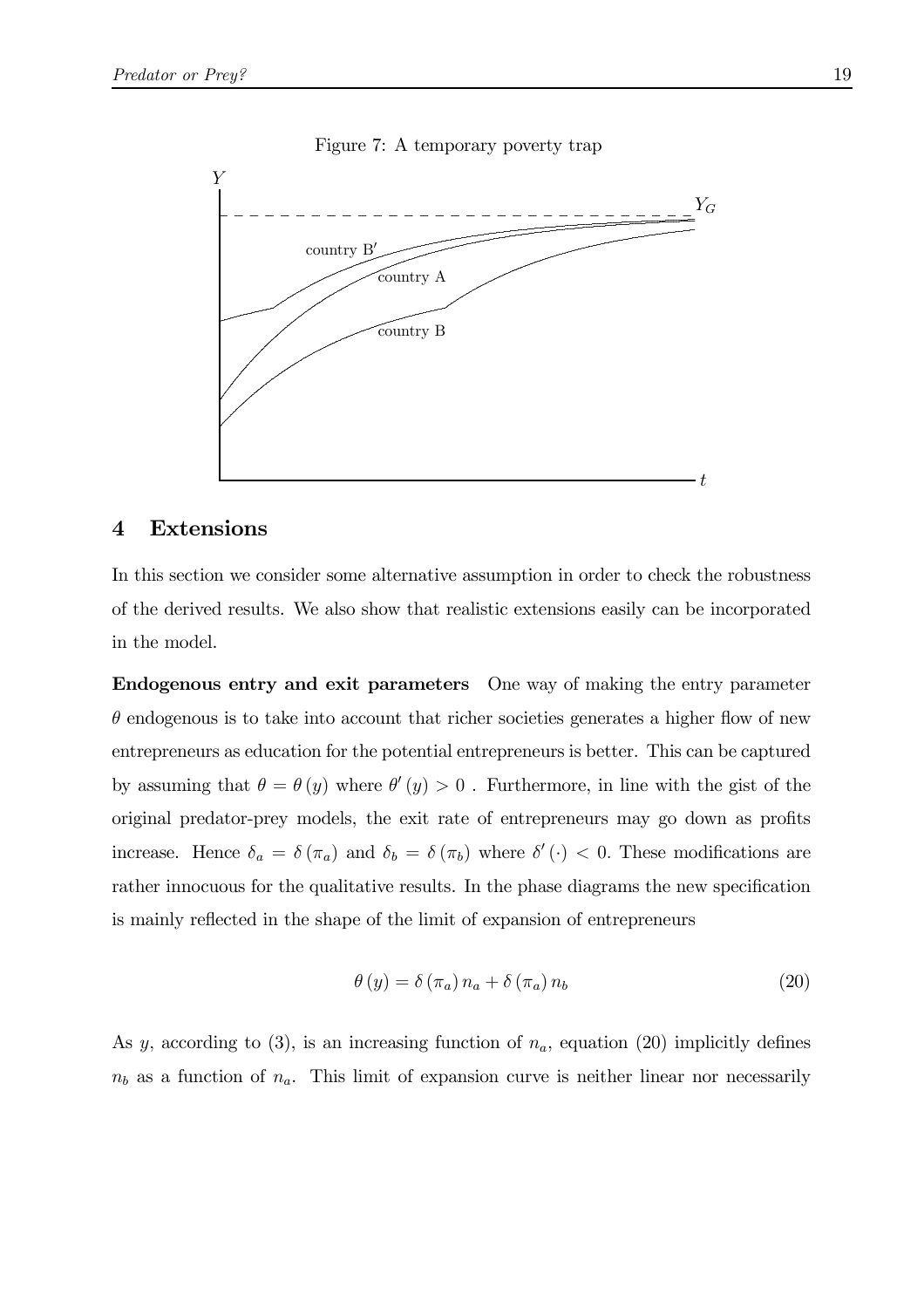Figure 7: A temporary poverty trap

## 4 Extensions

In this section we consider some alternative assumption in order to check the robustness of the derived results. We also show that realistic extensions easily can be incorporated in the model.

**Endogenous entry and exit parameters** One way of making the entry parameter $\theta$ endogenous is to take into account that richer societies generates a higher flow of new entrepreneurs as education for the potential entrepreneurs is better. This can be captured by assuming that $\theta = \theta(y)$ where $\theta'(y) > 0$ . Furthermore, in line with the gist of the original predator-prey models, the exit rate of entrepreneurs may go down as profits increase. Hence $\delta_a = \delta(\pi_a)$ and $\delta_b = \delta(\pi_b)$ where $\delta'(\cdot) < 0$. These modifications are rather innocuous for the qualitative results. In the phase diagrams the new specification is mainly reflected in the shape of the limit of expansion of entrepreneurs

$$\theta(y) = \delta(\pi_a) n_a + \delta(\pi_a) n_b \tag{20}$$

As $y$, according to (3), is an increasing function of $n_a$, equation (20) implicitly defines $n_b$ as a function of $n_a$. This limit of expansion curve is neither linear nor necessarily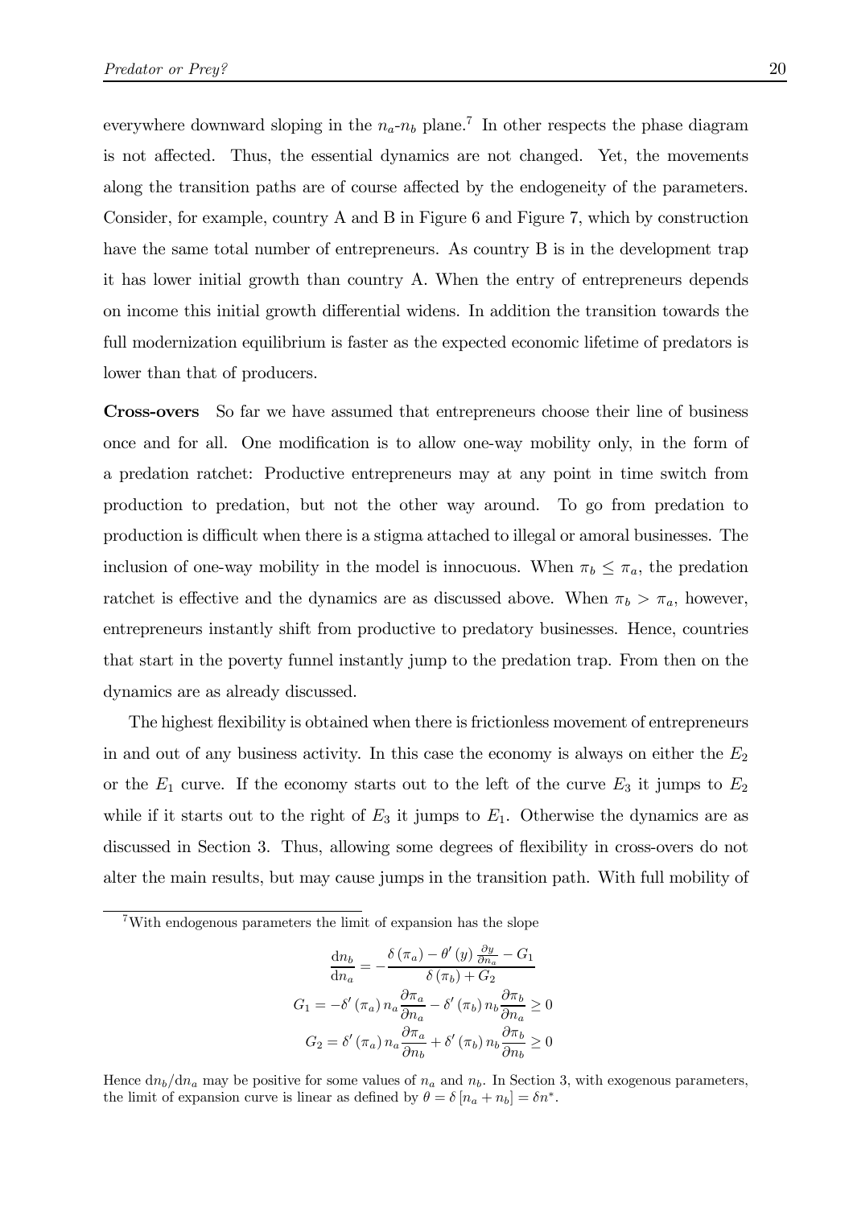everywhere downward sloping in the $n_a$-$n_b$ plane.[7] In other respects the phase diagram is not affected. Thus, the essential dynamics are not changed. Yet, the movements along the transition paths are of course affected by the endogeneity of the parameters. Consider, for example, country A and B in Figure 6 and Figure 7, which by construction have the same total number of entrepreneurs. As country B is in the development trap it has lower initial growth than country A. When the entry of entrepreneurs depends on income this initial growth differential widens. In addition the transition towards the full modernization equilibrium is faster as the expected economic lifetime of predators is lower than that of producers.

**Cross-overs** So far we have assumed that entrepreneurs choose their line of business once and for all. One modification is to allow one-way mobility only, in the form of a predation ratchet: Productive entrepreneurs may at any point in time switch from production to predation, but not the other way around. To go from predation to production is difficult when there is a stigma attached to illegal or amoral businesses. The inclusion of one-way mobility in the model is innocuous. When $\pi_b \leq \pi_a$, the predation ratchet is effective and the dynamics are as discussed above. When $\pi_b > \pi_a$, however, entrepreneurs instantly shift from productive to predatory businesses. Hence, countries that start in the poverty funnel instantly jump to the predation trap. From then on the dynamics are as already discussed.

The highest flexibility is obtained when there is frictionless movement of entrepreneurs in and out of any business activity. In this case the economy is always on either the $E_2$ or the $E_1$ curve. If the economy starts out to the left of the curve $E_3$ it jumps to $E_2$ while if it starts out to the right of $E_3$ it jumps to $E_1$. Otherwise the dynamics are as discussed in Section 3. Thus, allowing some degrees of flexibility in cross-overs do not alter the main results, but may cause jumps in the transition path. With full mobility of

---

[7] With endogenous parameters the limit of expansion has the slope

$$\frac{\mathrm{d}n_b}{\mathrm{d}n_a} = -\frac{\delta(\pi_a) - \theta'(y)\frac{\partial y}{\partial n_a} - G_1}{\delta(\pi_b) + G_2}$$

$$G_1 = -\delta'(\pi_a)\, n_a \frac{\partial \pi_a}{\partial n_a} - \delta'(\pi_b)\, n_b \frac{\partial \pi_b}{\partial n_a} \geq 0$$

$$G_2 = \delta'(\pi_a)\, n_a \frac{\partial \pi_a}{\partial n_b} + \delta'(\pi_b)\, n_b \frac{\partial \pi_b}{\partial n_b} \geq 0$$

Hence $\mathrm{d}n_b/\mathrm{d}n_a$ may be positive for some values of $n_a$ and $n_b$. In Section 3, with exogenous parameters, the limit of expansion curve is linear as defined by $\theta = \delta[n_a + n_b] = \delta n^*$.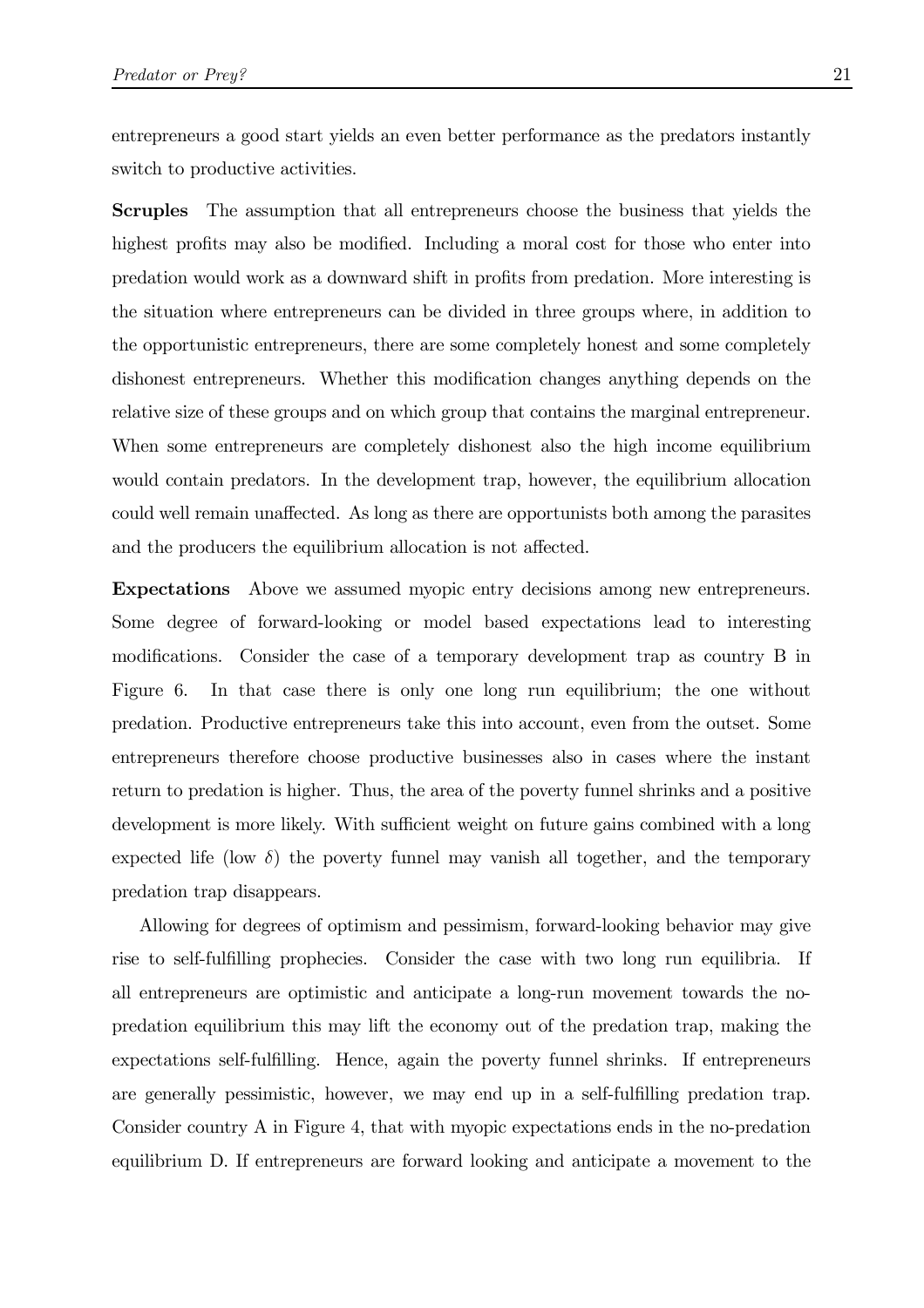entrepreneurs a good start yields an even better performance as the predators instantly switch to productive activities.

**Scruples** The assumption that all entrepreneurs choose the business that yields the highest profits may also be modified. Including a moral cost for those who enter into predation would work as a downward shift in profits from predation. More interesting is the situation where entrepreneurs can be divided in three groups where, in addition to the opportunistic entrepreneurs, there are some completely honest and some completely dishonest entrepreneurs. Whether this modification changes anything depends on the relative size of these groups and on which group that contains the marginal entrepreneur. When some entrepreneurs are completely dishonest also the high income equilibrium would contain predators. In the development trap, however, the equilibrium allocation could well remain unaffected. As long as there are opportunists both among the parasites and the producers the equilibrium allocation is not affected.

**Expectations** Above we assumed myopic entry decisions among new entrepreneurs. Some degree of forward-looking or model based expectations lead to interesting modifications. Consider the case of a temporary development trap as country B in Figure 6. In that case there is only one long run equilibrium; the one without predation. Productive entrepreneurs take this into account, even from the outset. Some entrepreneurs therefore choose productive businesses also in cases where the instant return to predation is higher. Thus, the area of the poverty funnel shrinks and a positive development is more likely. With sufficient weight on future gains combined with a long expected life (low $\delta$) the poverty funnel may vanish all together, and the temporary predation trap disappears.

Allowing for degrees of optimism and pessimism, forward-looking behavior may give rise to self-fulfilling prophecies. Consider the case with two long run equilibria. If all entrepreneurs are optimistic and anticipate a long-run movement towards the no-predation equilibrium this may lift the economy out of the predation trap, making the expectations self-fulfilling. Hence, again the poverty funnel shrinks. If entrepreneurs are generally pessimistic, however, we may end up in a self-fulfilling predation trap. Consider country A in Figure 4, that with myopic expectations ends in the no-predation equilibrium D. If entrepreneurs are forward looking and anticipate a movement to the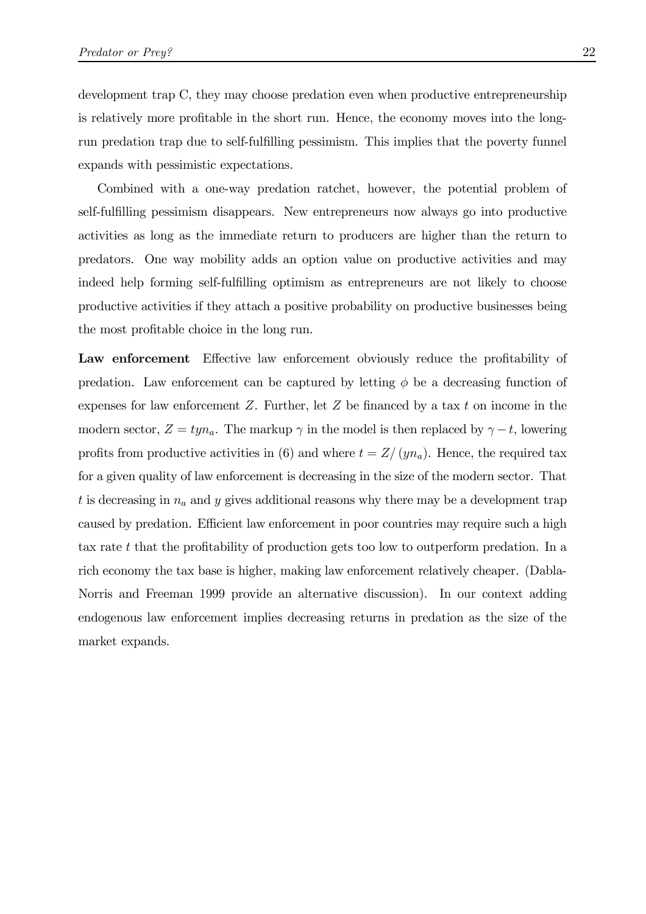development trap C, they may choose predation even when productive entrepreneurship is relatively more profitable in the short run. Hence, the economy moves into the long-run predation trap due to self-fulfilling pessimism. This implies that the poverty funnel expands with pessimistic expectations.

Combined with a one-way predation ratchet, however, the potential problem of self-fulfilling pessimism disappears. New entrepreneurs now always go into productive activities as long as the immediate return to producers are higher than the return to predators. One way mobility adds an option value on productive activities and may indeed help forming self-fulfilling optimism as entrepreneurs are not likely to choose productive activities if they attach a positive probability on productive businesses being the most profitable choice in the long run.

**Law enforcement** Effective law enforcement obviously reduce the profitability of predation. Law enforcement can be captured by letting $\phi$ be a decreasing function of expenses for law enforcement $Z$. Further, let $Z$ be financed by a tax $t$ on income in the modern sector, $Z = tyn_a$. The markup $\gamma$ in the model is then replaced by $\gamma - t$, lowering profits from productive activities in (6) and where $t = Z/(yn_a)$. Hence, the required tax for a given quality of law enforcement is decreasing in the size of the modern sector. That $t$ is decreasing in $n_a$ and $y$ gives additional reasons why there may be a development trap caused by predation. Efficient law enforcement in poor countries may require such a high tax rate $t$ that the profitability of production gets too low to outperform predation. In a rich economy the tax base is higher, making law enforcement relatively cheaper. (Dabla-Norris and Freeman 1999 provide an alternative discussion). In our context adding endogenous law enforcement implies decreasing returns in predation as the size of the market expands.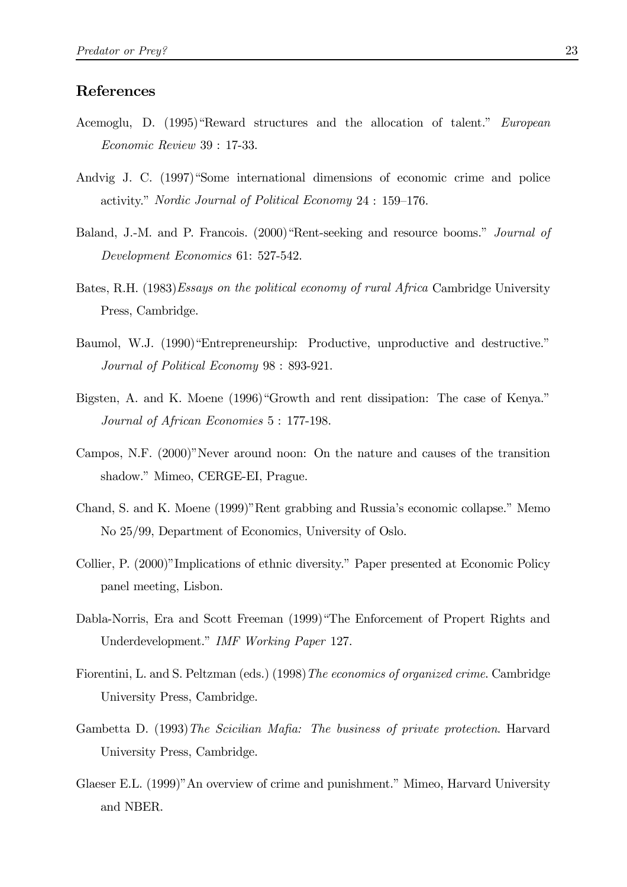## References

Acemoglu, D. (1995)"Reward structures and the allocation of talent." *European Economic Review* 39 : 17-33.

Andvig J. C. (1997)"Some international dimensions of economic crime and police activity." *Nordic Journal of Political Economy* 24 : 159–176.

Baland, J.-M. and P. Francois. (2000)"Rent-seeking and resource booms." *Journal of Development Economics* 61: 527-542.

Bates, R.H. (1983)*Essays on the political economy of rural Africa* Cambridge University Press, Cambridge.

Baumol, W.J. (1990)"Entrepreneurship: Productive, unproductive and destructive." *Journal of Political Economy* 98 : 893-921.

Bigsten, A. and K. Moene (1996)"Growth and rent dissipation: The case of Kenya." *Journal of African Economies* 5 : 177-198.

Campos, N.F. (2000)"Never around noon: On the nature and causes of the transition shadow." Mimeo, CERGE-EI, Prague.

Chand, S. and K. Moene (1999)"Rent grabbing and Russia's economic collapse." Memo No 25/99, Department of Economics, University of Oslo.

Collier, P. (2000)"Implications of ethnic diversity." Paper presented at Economic Policy panel meeting, Lisbon.

Dabla-Norris, Era and Scott Freeman (1999)"The Enforcement of Propert Rights and Underdevelopment." *IMF Working Paper* 127.

Fiorentini, L. and S. Peltzman (eds.) (1998)*The economics of organized crime.* Cambridge University Press, Cambridge.

Gambetta D. (1993)*The Scicilian Mafia: The business of private protection*. Harvard University Press, Cambridge.

Glaeser E.L. (1999)"An overview of crime and punishment." Mimeo, Harvard University and NBER.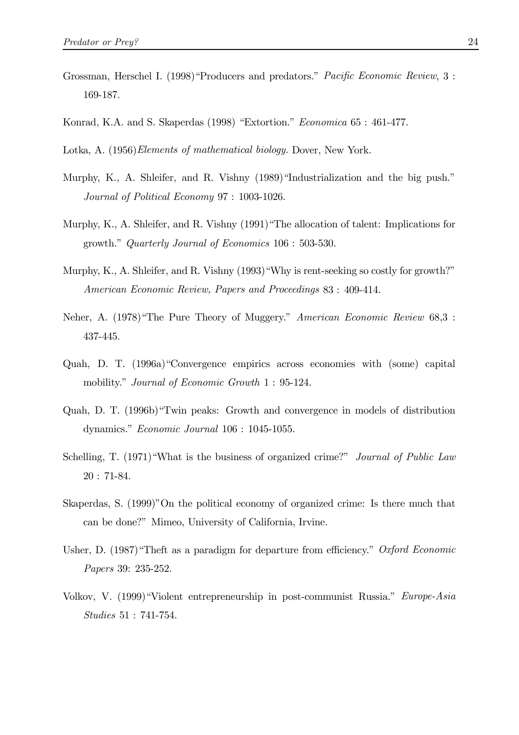Grossman, Herschel I. (1998) "Producers and predators." *Pacific Economic Review*, 3 : 169-187.

Konrad, K.A. and S. Skaperdas (1998) "Extortion." *Economica* 65 : 461-477.

Lotka, A. (1956) *Elements of mathematical biology.* Dover, New York.

Murphy, K., A. Shleifer, and R. Vishny (1989) "Industrialization and the big push." *Journal of Political Economy* 97 : 1003-1026.

Murphy, K., A. Shleifer, and R. Vishny (1991) "The allocation of talent: Implications for growth." *Quarterly Journal of Economics* 106 : 503-530.

Murphy, K., A. Shleifer, and R. Vishny (1993) "Why is rent-seeking so costly for growth?" *American Economic Review, Papers and Proceedings* 83 : 409-414.

Neher, A. (1978) "The Pure Theory of Muggery." *American Economic Review* 68,3 : 437-445.

Quah, D. T. (1996a) "Convergence empirics across economies with (some) capital mobility." *Journal of Economic Growth* 1 : 95-124.

Quah, D. T. (1996b) "Twin peaks: Growth and convergence in models of distribution dynamics." *Economic Journal* 106 : 1045-1055.

Schelling, T. (1971) "What is the business of organized crime?" *Journal of Public Law* 20 : 71-84.

Skaperdas, S. (1999) "On the political economy of organized crime: Is there much that can be done?" Mimeo, University of California, Irvine.

Usher, D. (1987) "Theft as a paradigm for departure from efficiency." *Oxford Economic Papers* 39: 235-252.

Volkov, V. (1999) "Violent entrepreneurship in post-communist Russia." *Europe-Asia Studies* 51 : 741-754.